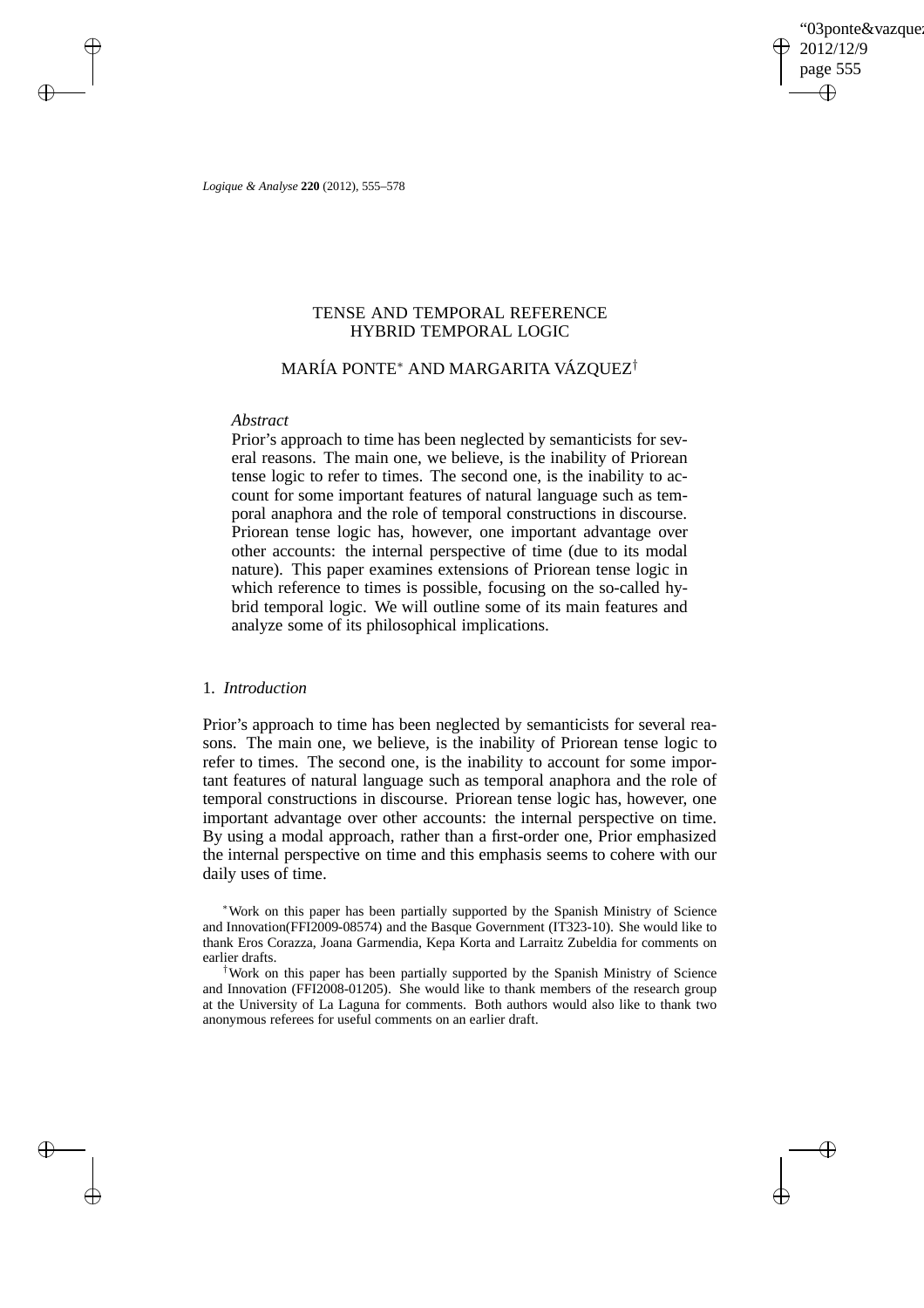# TENSE AND TEMPORAL REFERENCE HYBRID TEMPORAL LOGIC

## MARÍA PONTE* AND MARGARITA VÁZQUEZ†

*Abstract*

Prior's approach to time has been neglected by semanticists for several reasons. The main one, we believe, is the inability of Priorean tense logic to refer to times. The second one, is the inability to account for some important features of natural language such as temporal anaphora and the role of temporal constructions in discourse. Priorean tense logic has, however, one important advantage over other accounts: the internal perspective of time (due to its modal nature). This paper examines extensions of Priorean tense logic in which reference to times is possible, focusing on the so-called hybrid temporal logic. We will outline some of its main features and analyze some of its philosophical implications.

## 1. *Introduction*

Prior's approach to time has been neglected by semanticists for several reasons. The main one, we believe, is the inability of Priorean tense logic to refer to times. The second one, is the inability to account for some important features of natural language such as temporal anaphora and the role of temporal constructions in discourse. Priorean tense logic has, however, one important advantage over other accounts: the internal perspective on time. By using a modal approach, rather than a first-order one, Prior emphasized the internal perspective on time and this emphasis seems to cohere with our daily uses of time.

*Work on this paper has been partially supported by the Spanish Ministry of Science and Innovation(FFI2009-08574) and the Basque Government (IT323-10). She would like to thank Eros Corazza, Joana Garmendia, Kepa Korta and Larraitz Zubeldia for comments on earlier drafts.

†Work on this paper has been partially supported by the Spanish Ministry of Science and Innovation (FFI2008-01205). She would like to thank members of the research group at the University of La Laguna for comments. Both authors would also like to thank two anonymous referees for useful comments on an earlier draft.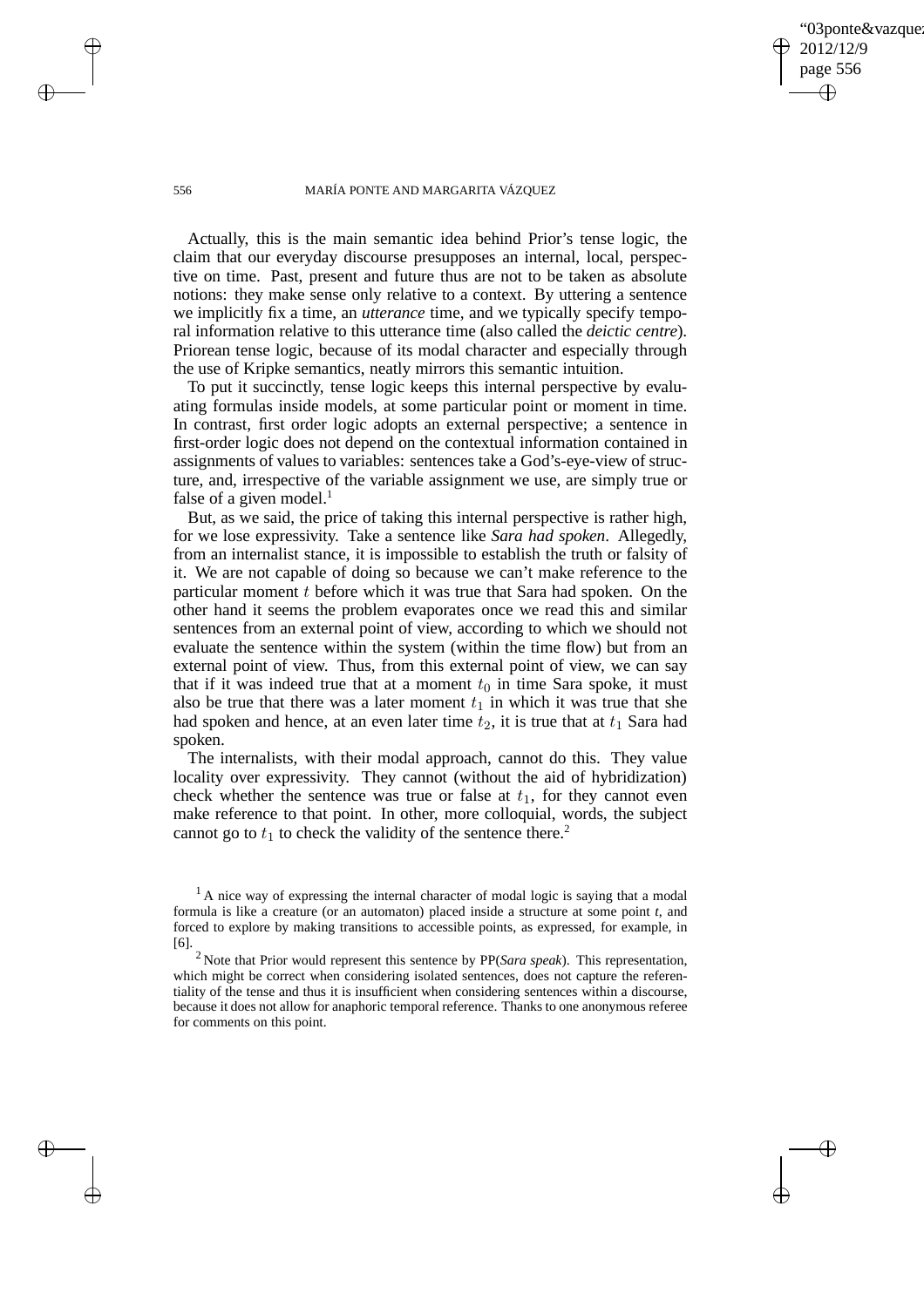Actually, this is the main semantic idea behind Prior's tense logic, the claim that our everyday discourse presupposes an internal, local, perspective on time. Past, present and future thus are not to be taken as absolute notions: they make sense only relative to a context. By uttering a sentence we implicitly fix a time, an *utterance* time, and we typically specify temporal information relative to this utterance time (also called the *deictic centre*). Priorean tense logic, because of its modal character and especially through the use of Kripke semantics, neatly mirrors this semantic intuition.

To put it succinctly, tense logic keeps this internal perspective by evaluating formulas inside models, at some particular point or moment in time. In contrast, first order logic adopts an external perspective; a sentence in first-order logic does not depend on the contextual information contained in assignments of values to variables: sentences take a God's-eye-view of structure, and, irrespective of the variable assignment we use, are simply true or false of a given model.[1]

But, as we said, the price of taking this internal perspective is rather high, for we lose expressivity. Take a sentence like *Sara had spoken*. Allegedly, from an internalist stance, it is impossible to establish the truth or falsity of it. We are not capable of doing so because we can't make reference to the particular moment $t$ before which it was true that Sara had spoken. On the other hand it seems the problem evaporates once we read this and similar sentences from an external point of view, according to which we should not evaluate the sentence within the system (within the time flow) but from an external point of view. Thus, from this external point of view, we can say that if it was indeed true that at a moment $t_0$ in time Sara spoke, it must also be true that there was a later moment $t_1$ in which it was true that she had spoken and hence, at an even later time $t_2$, it is true that at $t_1$ Sara had spoken.

The internalists, with their modal approach, cannot do this. They value locality over expressivity. They cannot (without the aid of hybridization) check whether the sentence was true or false at $t_1$, for they cannot even make reference to that point. In other, more colloquial, words, the subject cannot go to $t_1$ to check the validity of the sentence there.[2]

[1] A nice way of expressing the internal character of modal logic is saying that a modal formula is like a creature (or an automaton) placed inside a structure at some point *t*, and forced to explore by making transitions to accessible points, as expressed, for example, in [6].

[2] Note that Prior would represent this sentence by PP(*Sara speak*). This representation, which might be correct when considering isolated sentences, does not capture the referentiality of the tense and thus it is insufficient when considering sentences within a discourse, because it does not allow for anaphoric temporal reference. Thanks to one anonymous referee for comments on this point.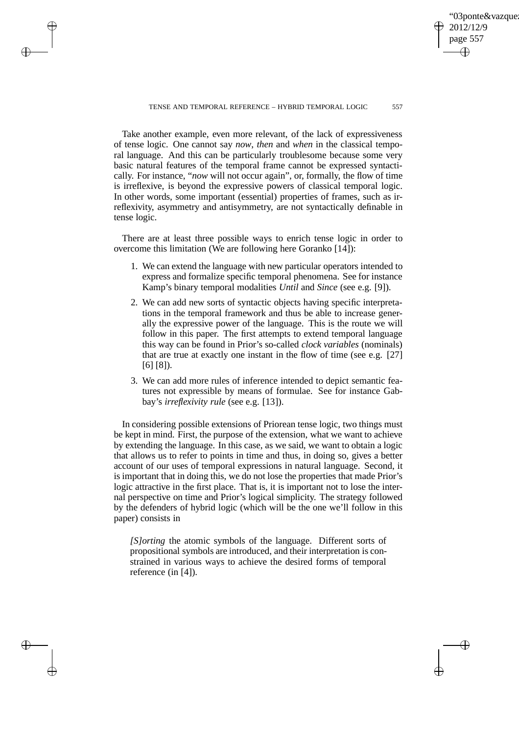Take another example, even more relevant, of the lack of expressiveness of tense logic. One cannot say *now*, *then* and *when* in the classical temporal language. And this can be particularly troublesome because some very basic natural features of the temporal frame cannot be expressed syntactically. For instance, "*now* will not occur again", or, formally, the flow of time is irreflexive, is beyond the expressive powers of classical temporal logic. In other words, some important (essential) properties of frames, such as irreflexivity, asymmetry and antisymmetry, are not syntactically definable in tense logic.

There are at least three possible ways to enrich tense logic in order to overcome this limitation (We are following here Goranko [14]):

1. We can extend the language with new particular operators intended to express and formalize specific temporal phenomena. See for instance Kamp's binary temporal modalities *Until* and *Since* (see e.g. [9]).
2. We can add new sorts of syntactic objects having specific interpretations in the temporal framework and thus be able to increase generally the expressive power of the language. This is the route we will follow in this paper. The first attempts to extend temporal language this way can be found in Prior's so-called *clock variables* (nominals) that are true at exactly one instant in the flow of time (see e.g. [27] [6] [8]).
3. We can add more rules of inference intended to depict semantic features not expressible by means of formulae. See for instance Gabbay's *irreflexivity rule* (see e.g. [13]).

In considering possible extensions of Priorean tense logic, two things must be kept in mind. First, the purpose of the extension, what we want to achieve by extending the language. In this case, as we said, we want to obtain a logic that allows us to refer to points in time and thus, in doing so, gives a better account of our uses of temporal expressions in natural language. Second, it is important that in doing this, we do not lose the properties that made Prior's logic attractive in the first place. That is, it is important not to lose the internal perspective on time and Prior's logical simplicity. The strategy followed by the defenders of hybrid logic (which will be the one we'll follow in this paper) consists in

> *[S]orting* the atomic symbols of the language. Different sorts of propositional symbols are introduced, and their interpretation is constrained in various ways to achieve the desired forms of temporal reference (in [4]).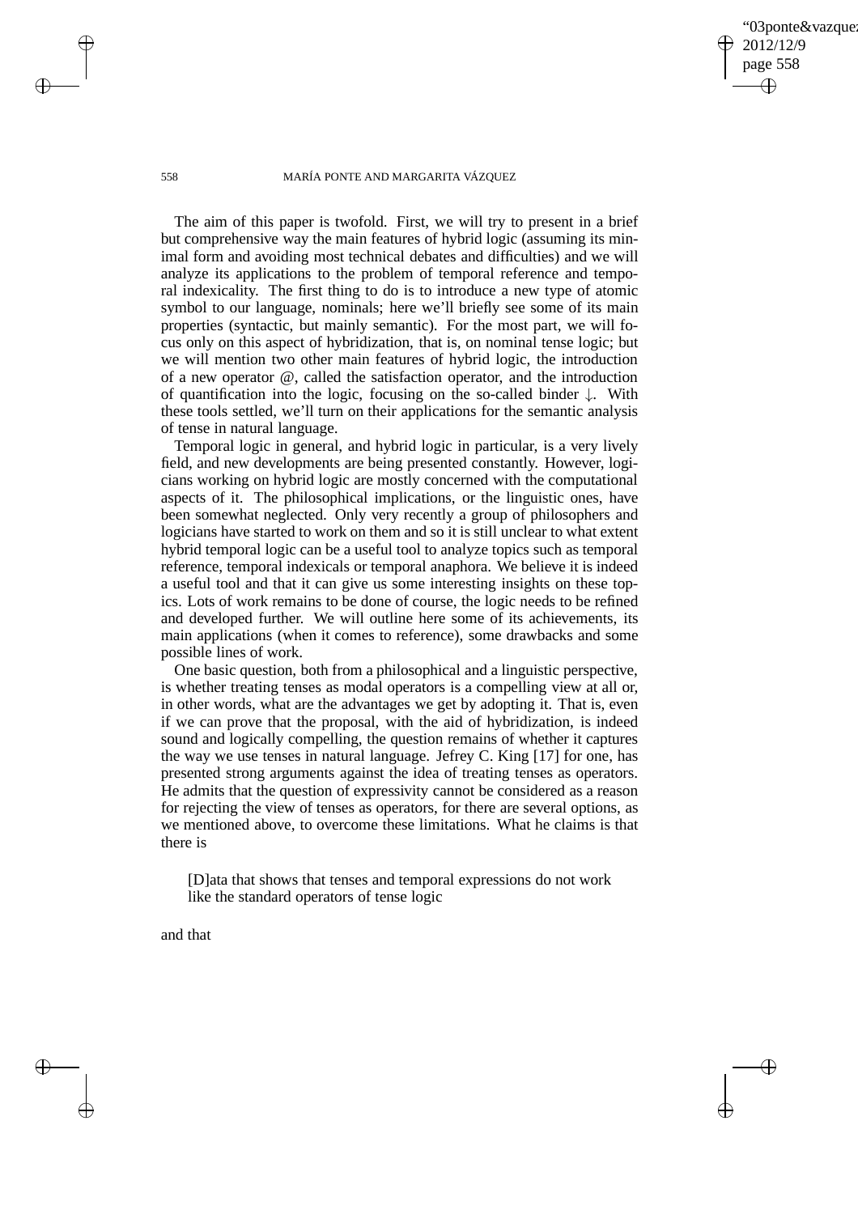The aim of this paper is twofold. First, we will try to present in a brief but comprehensive way the main features of hybrid logic (assuming its minimal form and avoiding most technical debates and difficulties) and we will analyze its applications to the problem of temporal reference and temporal indexicality. The first thing to do is to introduce a new type of atomic symbol to our language, nominals; here we'll briefly see some of its main properties (syntactic, but mainly semantic). For the most part, we will focus only on this aspect of hybridization, that is, on nominal tense logic; but we will mention two other main features of hybrid logic, the introduction of a new operator @, called the satisfaction operator, and the introduction of quantification into the logic, focusing on the so-called binder $\downarrow$. With these tools settled, we'll turn on their applications for the semantic analysis of tense in natural language.

Temporal logic in general, and hybrid logic in particular, is a very lively field, and new developments are being presented constantly. However, logicians working on hybrid logic are mostly concerned with the computational aspects of it. The philosophical implications, or the linguistic ones, have been somewhat neglected. Only very recently a group of philosophers and logicians have started to work on them and so it is still unclear to what extent hybrid temporal logic can be a useful tool to analyze topics such as temporal reference, temporal indexicals or temporal anaphora. We believe it is indeed a useful tool and that it can give us some interesting insights on these topics. Lots of work remains to be done of course, the logic needs to be refined and developed further. We will outline here some of its achievements, its main applications (when it comes to reference), some drawbacks and some possible lines of work.

One basic question, both from a philosophical and a linguistic perspective, is whether treating tenses as modal operators is a compelling view at all or, in other words, what are the advantages we get by adopting it. That is, even if we can prove that the proposal, with the aid of hybridization, is indeed sound and logically compelling, the question remains of whether it captures the way we use tenses in natural language. Jefrey C. King [17] for one, has presented strong arguments against the idea of treating tenses as operators. He admits that the question of expressivity cannot be considered as a reason for rejecting the view of tenses as operators, for there are several options, as we mentioned above, to overcome these limitations. What he claims is that there is

> [D]ata that shows that tenses and temporal expressions do not work like the standard operators of tense logic

and that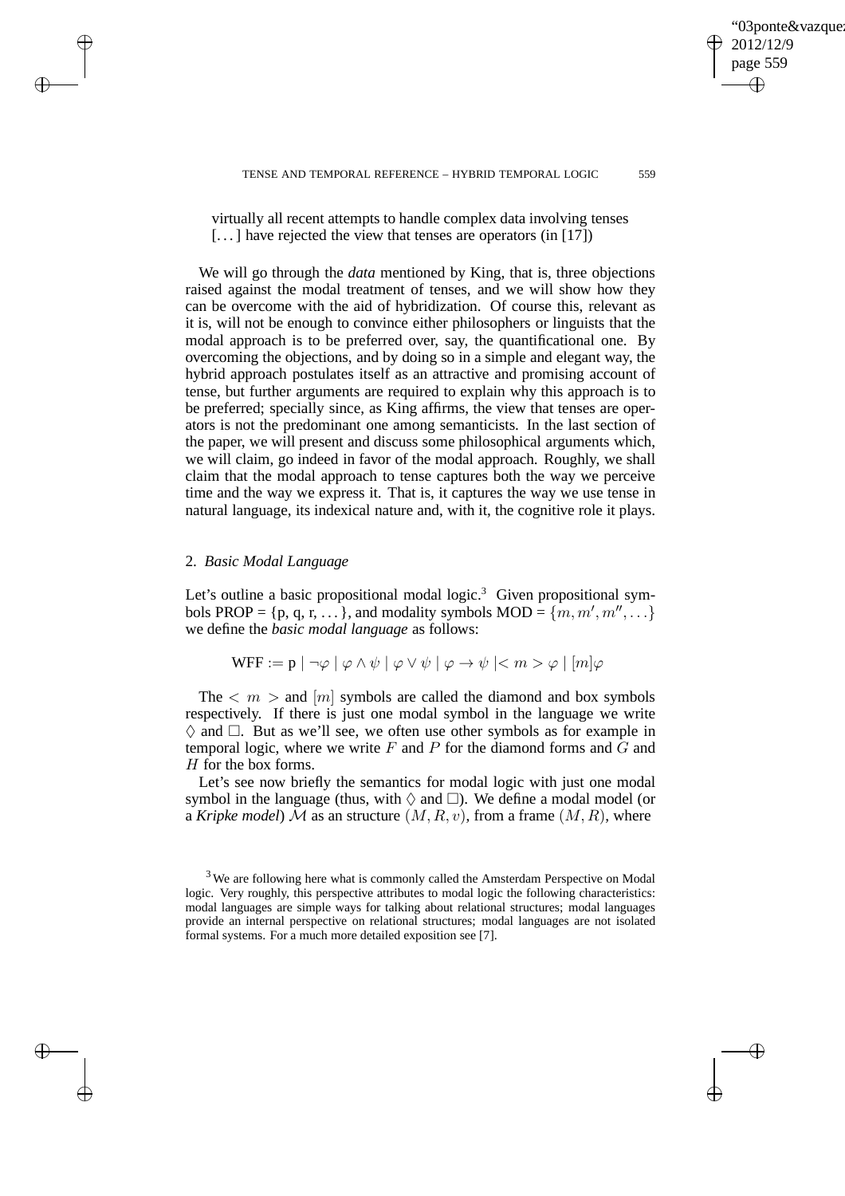virtually all recent attempts to handle complex data involving tenses [...] have rejected the view that tenses are operators (in [17])

We will go through the *data* mentioned by King, that is, three objections raised against the modal treatment of tenses, and we will show how they can be overcome with the aid of hybridization. Of course this, relevant as it is, will not be enough to convince either philosophers or linguists that the modal approach is to be preferred over, say, the quantificational one. By overcoming the objections, and by doing so in a simple and elegant way, the hybrid approach postulates itself as an attractive and promising account of tense, but further arguments are required to explain why this approach is to be preferred; specially since, as King affirms, the view that tenses are operators is not the predominant one among semanticists. In the last section of the paper, we will present and discuss some philosophical arguments which, we will claim, go indeed in favor of the modal approach. Roughly, we shall claim that the modal approach to tense captures both the way we perceive time and the way we express it. That is, it captures the way we use tense in natural language, its indexical nature and, with it, the cognitive role it plays.

## 2. *Basic Modal Language*

Let's outline a basic propositional modal logic.[3] Given propositional symbols PROP = {p, q, r, ...}, and modality symbols MOD = $\{m, m', m'', \ldots\}$ we define the *basic modal language* as follows:

$$\text{WFF} := \text{p} \mid \neg\varphi \mid \varphi \wedge \psi \mid \varphi \vee \psi \mid \varphi \rightarrow \psi \mid < m > \varphi \mid [m]\varphi$$

The $< m >$ and $[m]$ symbols are called the diamond and box symbols respectively. If there is just one modal symbol in the language we write $\Diamond$ and $\Box$. But as we'll see, we often use other symbols as for example in temporal logic, where we write $F$ and $P$ for the diamond forms and $G$ and $H$ for the box forms.

Let's see now briefly the semantics for modal logic with just one modal symbol in the language (thus, with $\Diamond$ and $\Box$). We define a modal model (or a *Kripke model*) $\mathcal{M}$ as an structure $(M, R, v)$, from a frame $(M, R)$, where

[3] We are following here what is commonly called the Amsterdam Perspective on Modal logic. Very roughly, this perspective attributes to modal logic the following characteristics: modal languages are simple ways for talking about relational structures; modal languages provide an internal perspective on relational structures; modal languages are not isolated formal systems. For a much more detailed exposition see [7].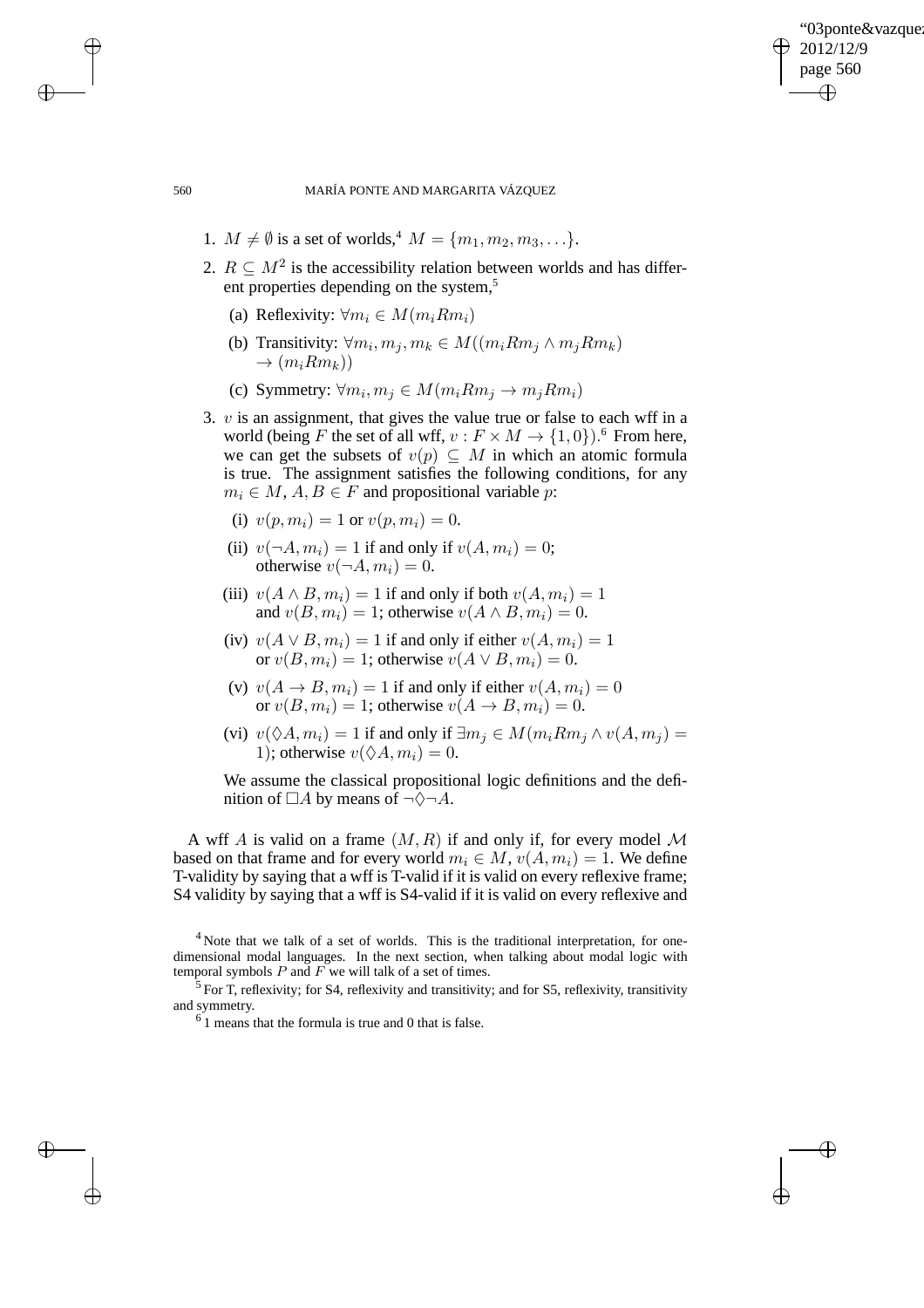1. $M \neq \emptyset$ is a set of worlds,[4] $M = \{m_1, m_2, m_3, \ldots\}$.
2. $R \subseteq M^2$ is the accessibility relation between worlds and has different properties depending on the system,[5]
   (a) Reflexivity: $\forall m_i \in M(m_i R m_i)$
   (b) Transitivity: $\forall m_i, m_j, m_k \in M((m_i R m_j \wedge m_j R m_k) \rightarrow (m_i R m_k))$
   (c) Symmetry: $\forall m_i, m_j \in M(m_i R m_j \rightarrow m_j R m_i)$
3. $v$ is an assignment, that gives the value true or false to each wff in a world (being $F$ the set of all wff, $v : F \times M \rightarrow \{1, 0\}$).[6] From here, we can get the subsets of $v(p) \subseteq M$ in which an atomic formula is true. The assignment satisfies the following conditions, for any $m_i \in M$, $A, B \in F$ and propositional variable $p$:
   (i) $v(p, m_i) = 1$ or $v(p, m_i) = 0$.
   (ii) $v(\neg A, m_i) = 1$ if and only if $v(A, m_i) = 0$; otherwise $v(\neg A, m_i) = 0$.
   (iii) $v(A \wedge B, m_i) = 1$ if and only if both $v(A, m_i) = 1$ and $v(B, m_i) = 1$; otherwise $v(A \wedge B, m_i) = 0$.
   (iv) $v(A \vee B, m_i) = 1$ if and only if either $v(A, m_i) = 1$ or $v(B, m_i) = 1$; otherwise $v(A \vee B, m_i) = 0$.
   (v) $v(A \rightarrow B, m_i) = 1$ if and only if either $v(A, m_i) = 0$ or $v(B, m_i) = 1$; otherwise $v(A \rightarrow B, m_i) = 0$.
   (vi) $v(\Diamond A, m_i) = 1$ if and only if $\exists m_j \in M(m_i R m_j \wedge v(A, m_j) = 1)$; otherwise $v(\Diamond A, m_i) = 0$.

   We assume the classical propositional logic definitions and the definition of $\Box A$ by means of $\neg\Diamond\neg A$.

A wff $A$ is valid on a frame $(M, R)$ if and only if, for every model $\mathcal{M}$ based on that frame and for every world $m_i \in M$, $v(A, m_i) = 1$. We define T-validity by saying that a wff is T-valid if it is valid on every reflexive frame; S4 validity by saying that a wff is S4-valid if it is valid on every reflexive and

[4] Note that we talk of a set of worlds. This is the traditional interpretation, for one-dimensional modal languages. In the next section, when talking about modal logic with temporal symbols $P$ and $F$ we will talk of a set of times.

[5] For T, reflexivity; for S4, reflexivity and transitivity; and for S5, reflexivity, transitivity and symmetry.

[6] 1 means that the formula is true and 0 that is false.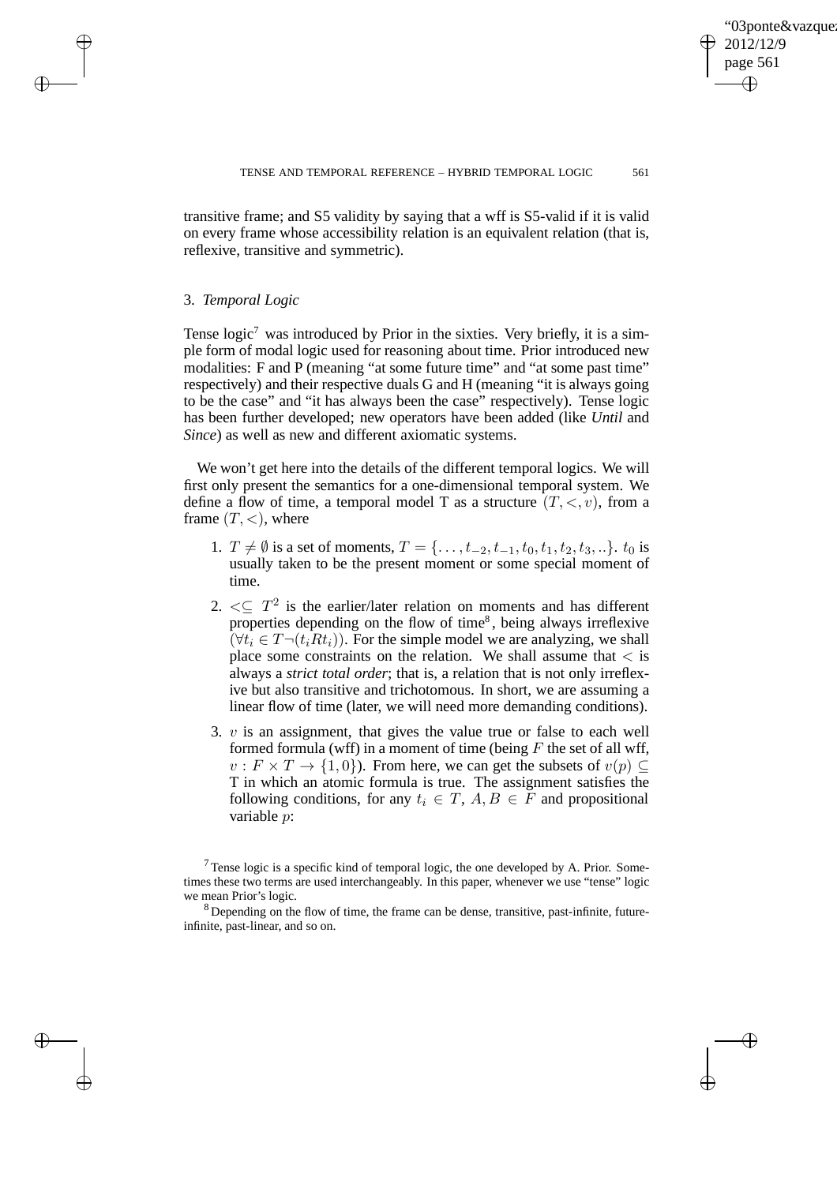transitive frame; and S5 validity by saying that a wff is S5-valid if it is valid on every frame whose accessibility relation is an equivalent relation (that is, reflexive, transitive and symmetric).

## 3. *Temporal Logic*

Tense logic[7] was introduced by Prior in the sixties. Very briefly, it is a simple form of modal logic used for reasoning about time. Prior introduced new modalities: F and P (meaning "at some future time" and "at some past time" respectively) and their respective duals G and H (meaning "it is always going to be the case" and "it has always been the case" respectively). Tense logic has been further developed; new operators have been added (like *Until* and *Since*) as well as new and different axiomatic systems.

We won't get here into the details of the different temporal logics. We will first only present the semantics for a one-dimensional temporal system. We define a flow of time, a temporal model T as a structure $(T, <, v)$, from a frame $(T, <)$, where

1. $T \neq \emptyset$ is a set of moments, $T = \{\ldots, t_{-2}, t_{-1}, t_0, t_1, t_2, t_3, ..\}$. $t_0$ is usually taken to be the present moment or some special moment of time.
2. $< \subseteq T^2$ is the earlier/later relation on moments and has different properties depending on the flow of time[8], being always irreflexive $(\forall t_i \in T \neg(t_i R t_i))$. For the simple model we are analyzing, we shall place some constraints on the relation. We shall assume that $<$ is always a *strict total order*; that is, a relation that is not only irreflexive but also transitive and trichotomous. In short, we are assuming a linear flow of time (later, we will need more demanding conditions).
3. $v$ is an assignment, that gives the value true or false to each well formed formula (wff) in a moment of time (being $F$ the set of all wff, $v : F \times T \rightarrow \{1, 0\}$). From here, we can get the subsets of $v(p) \subseteq$ T in which an atomic formula is true. The assignment satisfies the following conditions, for any $t_i \in T$, $A, B \in F$ and propositional variable $p$:

[7] Tense logic is a specific kind of temporal logic, the one developed by A. Prior. Sometimes these two terms are used interchangeably. In this paper, whenever we use "tense" logic we mean Prior's logic.

[8] Depending on the flow of time, the frame can be dense, transitive, past-infinite, future-infinite, past-linear, and so on.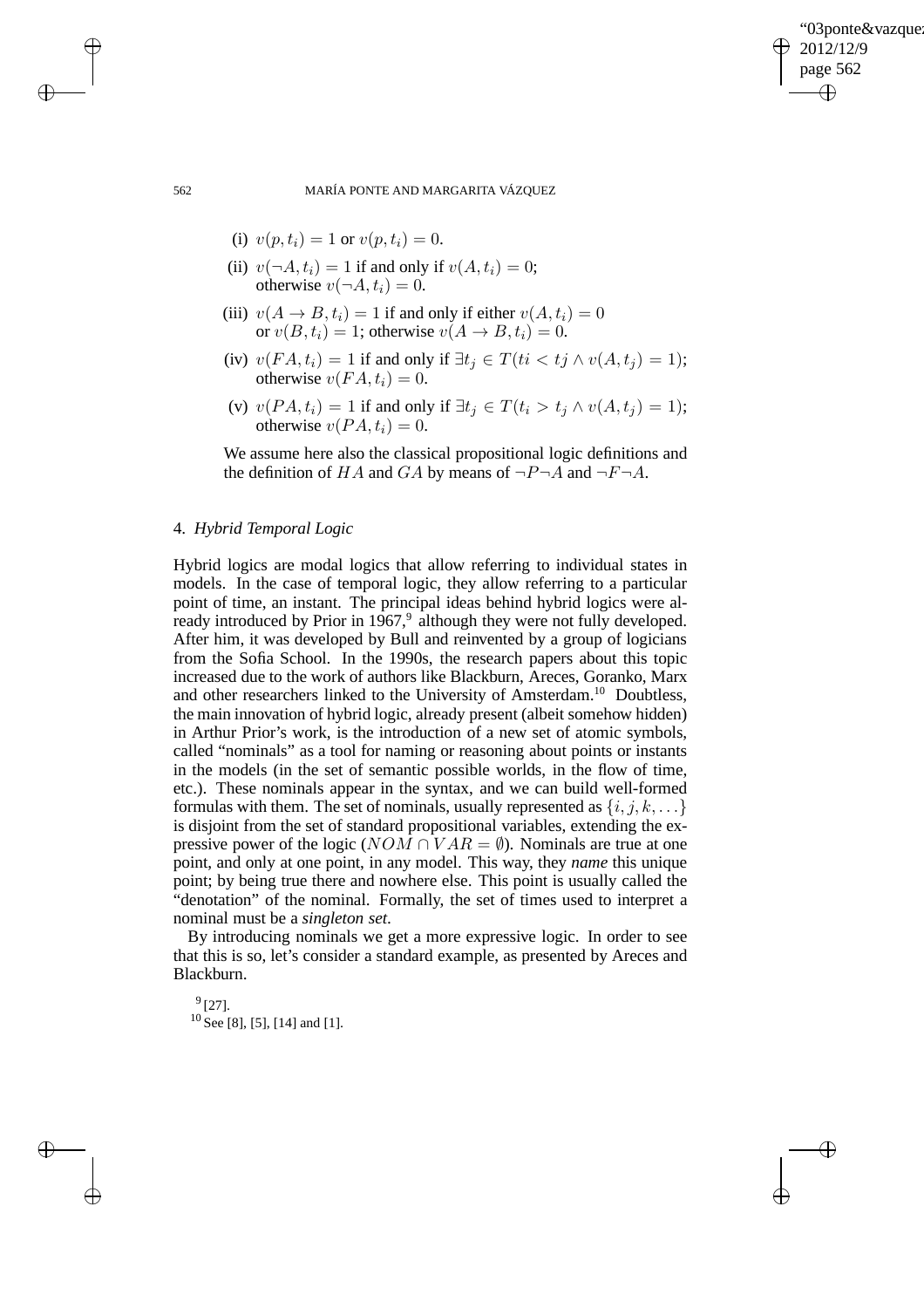(i) $v(p, t_i) = 1$ or $v(p, t_i) = 0$.

(ii) $v(\neg A, t_i) = 1$ if and only if $v(A, t_i) = 0$;
otherwise $v(\neg A, t_i) = 0$.

(iii) $v(A \to B, t_i) = 1$ if and only if either $v(A, t_i) = 0$
or $v(B, t_i) = 1$; otherwise $v(A \to B, t_i) = 0$.

(iv) $v(FA, t_i) = 1$ if and only if $\exists t_j \in T(ti < tj \wedge v(A, t_j) = 1)$;
otherwise $v(FA, t_i) = 0$.

(v) $v(PA, t_i) = 1$ if and only if $\exists t_j \in T(t_i > t_j \wedge v(A, t_j) = 1)$;
otherwise $v(PA, t_i) = 0$.

We assume here also the classical propositional logic definitions and the definition of $HA$ and $GA$ by means of $\neg P \neg A$ and $\neg F \neg A$.

## 4. *Hybrid Temporal Logic*

Hybrid logics are modal logics that allow referring to individual states in models. In the case of temporal logic, they allow referring to a particular point of time, an instant. The principal ideas behind hybrid logics were already introduced by Prior in 1967,[9] although they were not fully developed. After him, it was developed by Bull and reinvented by a group of logicians from the Sofia School. In the 1990s, the research papers about this topic increased due to the work of authors like Blackburn, Areces, Goranko, Marx and other researchers linked to the University of Amsterdam.[10] Doubtless, the main innovation of hybrid logic, already present (albeit somehow hidden) in Arthur Prior's work, is the introduction of a new set of atomic symbols, called "nominals" as a tool for naming or reasoning about points or instants in the models (in the set of semantic possible worlds, in the flow of time, etc.). These nominals appear in the syntax, and we can build well-formed formulas with them. The set of nominals, usually represented as $\{i, j, k, \dots\}$ is disjoint from the set of standard propositional variables, extending the expressive power of the logic ($NOM \cap VAR = \emptyset$). Nominals are true at one point, and only at one point, in any model. This way, they *name* this unique point; by being true there and nowhere else. This point is usually called the "denotation" of the nominal. Formally, the set of times used to interpret a nominal must be a *singleton set*.

By introducing nominals we get a more expressive logic. In order to see that this is so, let's consider a standard example, as presented by Areces and Blackburn.

[9] [27].

[10] See [8], [5], [14] and [1].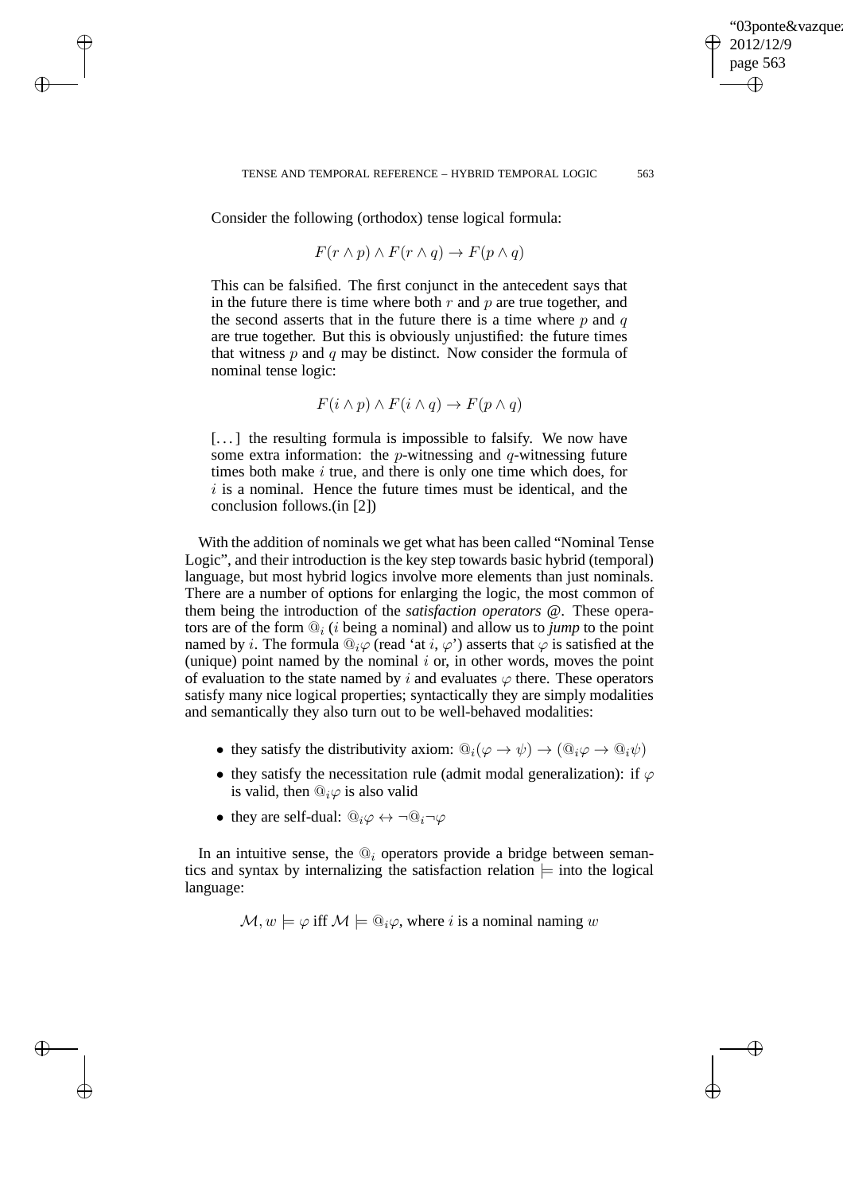Consider the following (orthodox) tense logical formula:

$$F(r \wedge p) \wedge F(r \wedge q) \rightarrow F(p \wedge q)$$

This can be falsified. The first conjunct in the antecedent says that in the future there is time where both $r$ and $p$ are true together, and the second asserts that in the future there is a time where $p$ and $q$ are true together. But this is obviously unjustified: the future times that witness $p$ and $q$ may be distinct. Now consider the formula of nominal tense logic:

$$F(i \wedge p) \wedge F(i \wedge q) \rightarrow F(p \wedge q)$$

[...] the resulting formula is impossible to falsify. We now have some extra information: the $p$-witnessing and $q$-witnessing future times both make $i$ true, and there is only one time which does, for $i$ is a nominal. Hence the future times must be identical, and the conclusion follows.(in [2])

With the addition of nominals we get what has been called "Nominal Tense Logic", and their introduction is the key step towards basic hybrid (temporal) language, but most hybrid logics involve more elements than just nominals. There are a number of options for enlarging the logic, the most common of them being the introduction of the *satisfaction operators @*. These operators are of the form $@_i$ ($i$ being a nominal) and allow us to *jump* to the point named by $i$. The formula $@_i\varphi$ (read 'at $i$, $\varphi$') asserts that $\varphi$ is satisfied at the (unique) point named by the nominal $i$ or, in other words, moves the point of evaluation to the state named by $i$ and evaluates $\varphi$ there. These operators satisfy many nice logical properties; syntactically they are simply modalities and semantically they also turn out to be well-behaved modalities:

- they satisfy the distributivity axiom: $@_i(\varphi \rightarrow \psi) \rightarrow (@_i\varphi \rightarrow @_i\psi)$
- they satisfy the necessitation rule (admit modal generalization): if $\varphi$ is valid, then $@_i\varphi$ is also valid
- they are self-dual: $@_i\varphi \leftrightarrow \neg @_i \neg\varphi$

In an intuitive sense, the $@_i$ operators provide a bridge between semantics and syntax by internalizing the satisfaction relation $\models$ into the logical language:

$$\mathcal{M}, w \models \varphi \text{ iff } \mathcal{M} \models @_i\varphi, \text{ where } i \text{ is a nominal naming } w$$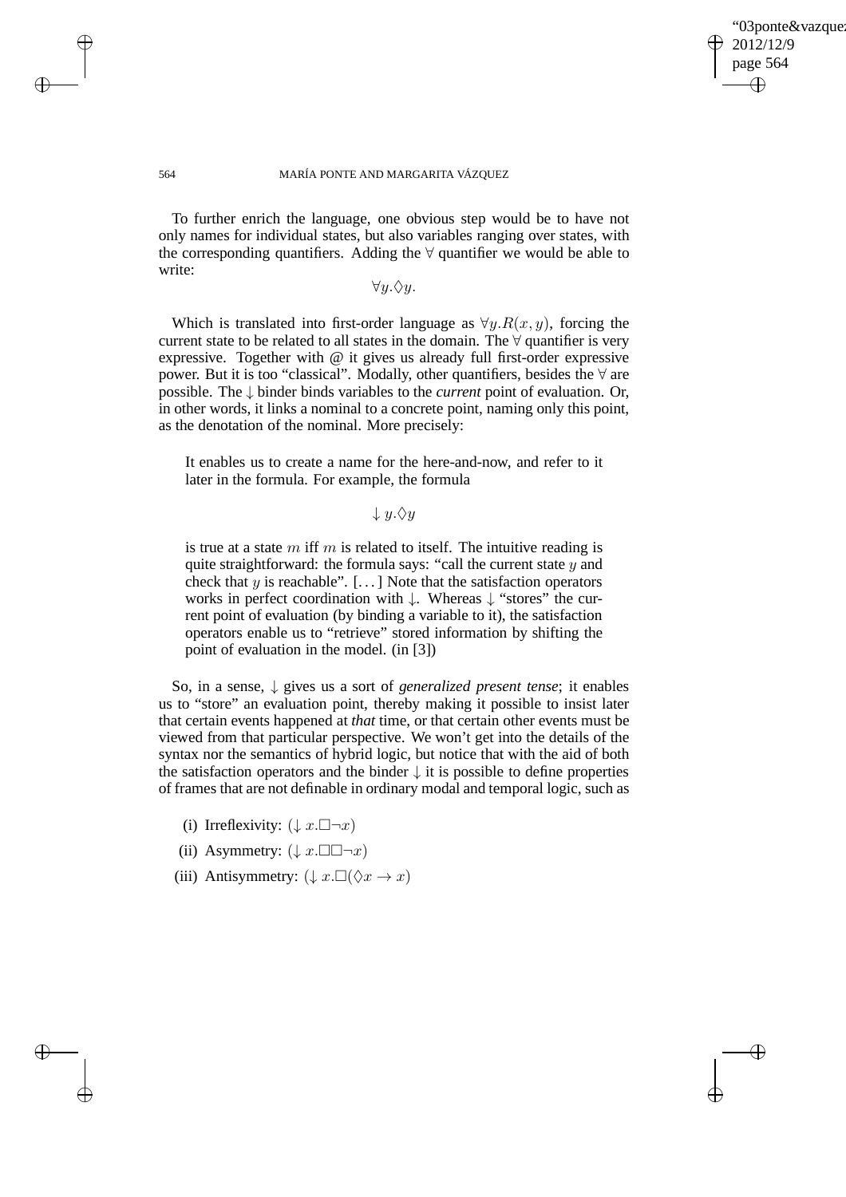To further enrich the language, one obvious step would be to have not only names for individual states, but also variables ranging over states, with the corresponding quantifiers. Adding the $\forall$ quantifier we would be able to write:

$$\forall y. \Diamond y.$$

Which is translated into first-order language as $\forall y. R(x, y)$, forcing the current state to be related to all states in the domain. The $\forall$ quantifier is very expressive. Together with @ it gives us already full first-order expressive power. But it is too "classical". Modally, other quantifiers, besides the $\forall$ are possible. The $\downarrow$ binder binds variables to the *current* point of evaluation. Or, in other words, it links a nominal to a concrete point, naming only this point, as the denotation of the nominal. More precisely:

> It enables us to create a name for the here-and-now, and refer to it later in the formula. For example, the formula
>
> $$\downarrow y. \Diamond y$$
>
> is true at a state $m$ iff $m$ is related to itself. The intuitive reading is quite straightforward: the formula says: "call the current state $y$ and check that $y$ is reachable". [...] Note that the satisfaction operators works in perfect coordination with $\downarrow$. Whereas $\downarrow$ "stores" the current point of evaluation (by binding a variable to it), the satisfaction operators enable us to "retrieve" stored information by shifting the point of evaluation in the model. (in [3])

So, in a sense, $\downarrow$ gives us a sort of *generalized present tense*; it enables us to "store" an evaluation point, thereby making it possible to insist later that certain events happened at *that* time, or that certain other events must be viewed from that particular perspective. We won't get into the details of the syntax nor the semantics of hybrid logic, but notice that with the aid of both the satisfaction operators and the binder $\downarrow$ it is possible to define properties of frames that are not definable in ordinary modal and temporal logic, such as

(i) Irreflexivity: $(\downarrow x. \Box \neg x)$

(ii) Asymmetry: $(\downarrow x. \Box \Box \neg x)$

(iii) Antisymmetry: $(\downarrow x. \Box (\Diamond x \rightarrow x)$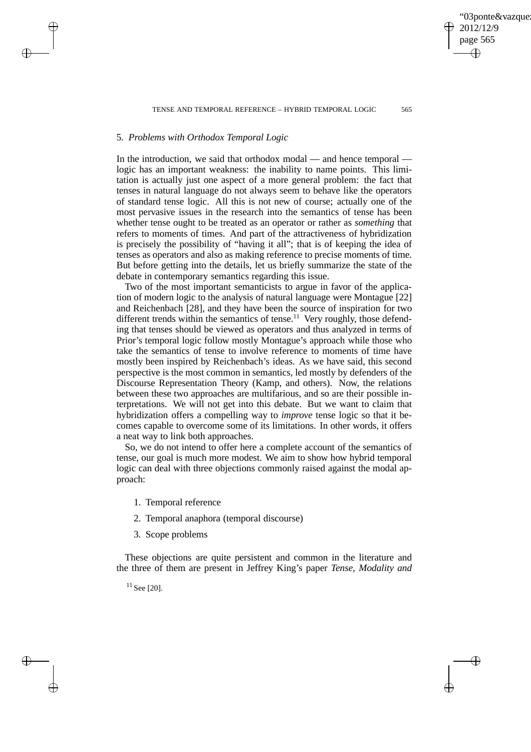## 5. *Problems with Orthodox Temporal Logic*

In the introduction, we said that orthodox modal — and hence temporal — logic has an important weakness: the inability to name points. This limitation is actually just one aspect of a more general problem: the fact that tenses in natural language do not always seem to behave like the operators of standard tense logic. All this is not new of course; actually one of the most pervasive issues in the research into the semantics of tense has been whether tense ought to be treated as an operator or rather as *something* that refers to moments of times. And part of the attractiveness of hybridization is precisely the possibility of "having it all"; that is of keeping the idea of tenses as operators and also as making reference to precise moments of time. But before getting into the details, let us briefly summarize the state of the debate in contemporary semantics regarding this issue.

Two of the most important semanticists to argue in favor of the application of modern logic to the analysis of natural language were Montague [22] and Reichenbach [28], and they have been the source of inspiration for two different trends within the semantics of tense.[11] Very roughly, those defending that tenses should be viewed as operators and thus analyzed in terms of Prior's temporal logic follow mostly Montague's approach while those who take the semantics of tense to involve reference to moments of time have mostly been inspired by Reichenbach's ideas. As we have said, this second perspective is the most common in semantics, led mostly by defenders of the Discourse Representation Theory (Kamp, and others). Now, the relations between these two approaches are multifarious, and so are their possible interpretations. We will not get into this debate. But we want to claim that hybridization offers a compelling way to *improve* tense logic so that it becomes capable to overcome some of its limitations. In other words, it offers a neat way to link both approaches.

So, we do not intend to offer here a complete account of the semantics of tense, our goal is much more modest. We aim to show how hybrid temporal logic can deal with three objections commonly raised against the modal approach:

1. Temporal reference
2. Temporal anaphora (temporal discourse)
3. Scope problems

These objections are quite persistent and common in the literature and the three of them are present in Jeffrey King's paper *Tense, Modality and*

[11] See [20].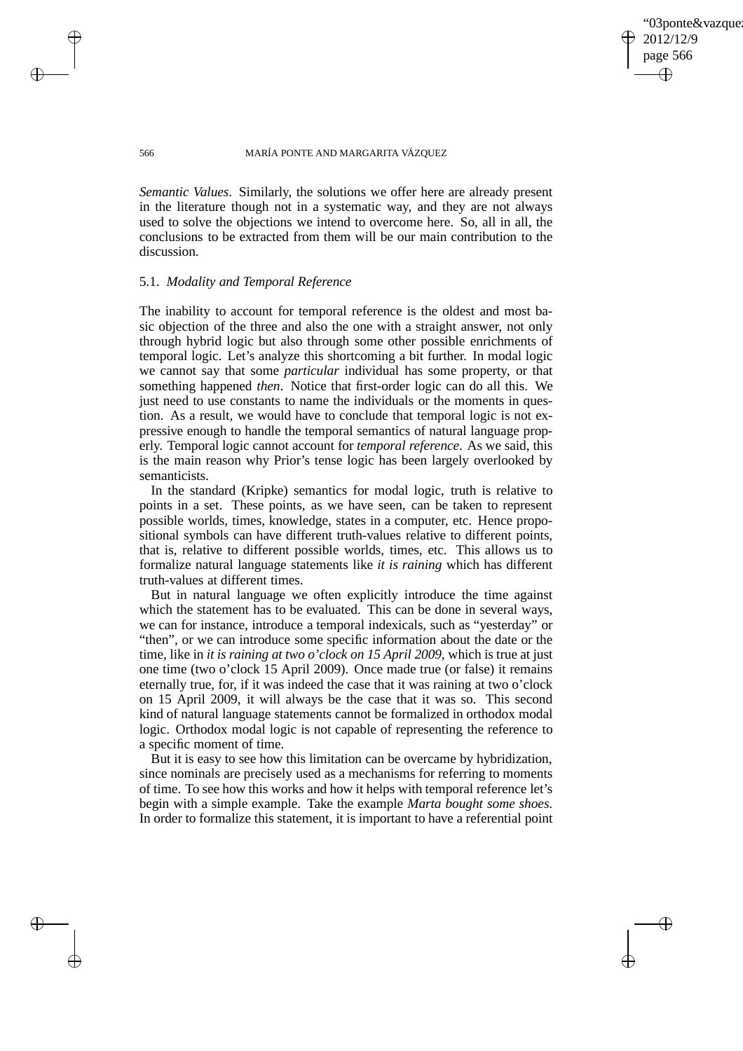*Semantic Values*. Similarly, the solutions we offer here are already present in the literature though not in a systematic way, and they are not always used to solve the objections we intend to overcome here. So, all in all, the conclusions to be extracted from them will be our main contribution to the discussion.

### 5.1. *Modality and Temporal Reference*

The inability to account for temporal reference is the oldest and most basic objection of the three and also the one with a straight answer, not only through hybrid logic but also through some other possible enrichments of temporal logic. Let's analyze this shortcoming a bit further. In modal logic we cannot say that some *particular* individual has some property, or that something happened *then*. Notice that first-order logic can do all this. We just need to use constants to name the individuals or the moments in question. As a result, we would have to conclude that temporal logic is not expressive enough to handle the temporal semantics of natural language properly. Temporal logic cannot account for *temporal reference*. As we said, this is the main reason why Prior's tense logic has been largely overlooked by semanticists.

In the standard (Kripke) semantics for modal logic, truth is relative to points in a set. These points, as we have seen, can be taken to represent possible worlds, times, knowledge, states in a computer, etc. Hence propositional symbols can have different truth-values relative to different points, that is, relative to different possible worlds, times, etc. This allows us to formalize natural language statements like *it is raining* which has different truth-values at different times.

But in natural language we often explicitly introduce the time against which the statement has to be evaluated. This can be done in several ways, we can for instance, introduce a temporal indexicals, such as "yesterday" or "then", or we can introduce some specific information about the date or the time, like in *it is raining at two o'clock on 15 April 2009*, which is true at just one time (two o'clock 15 April 2009). Once made true (or false) it remains eternally true, for, if it was indeed the case that it was raining at two o'clock on 15 April 2009, it will always be the case that it was so. This second kind of natural language statements cannot be formalized in orthodox modal logic. Orthodox modal logic is not capable of representing the reference to a specific moment of time.

But it is easy to see how this limitation can be overcame by hybridization, since nominals are precisely used as a mechanisms for referring to moments of time. To see how this works and how it helps with temporal reference let's begin with a simple example. Take the example *Marta bought some shoes*. In order to formalize this statement, it is important to have a referential point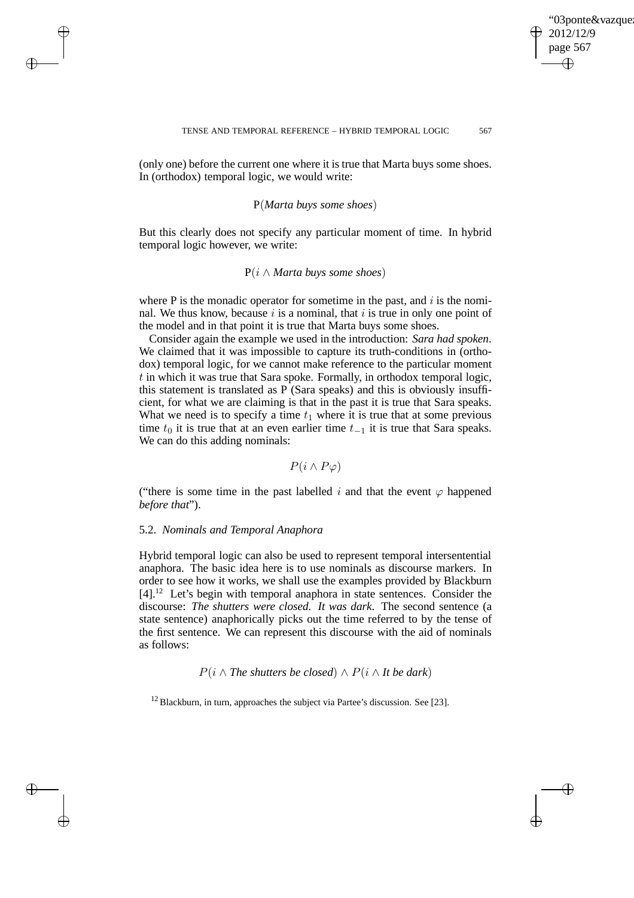(only one) before the current one where it is true that Marta buys some shoes. In (orthodox) temporal logic, we would write:

$$\mathrm{P}(\textit{Marta buys some shoes})$$

But this clearly does not specify any particular moment of time. In hybrid temporal logic however, we write:

$$\mathrm{P}(i \wedge \textit{Marta buys some shoes})$$

where P is the monadic operator for sometime in the past, and $i$ is the nominal. We thus know, because $i$ is a nominal, that $i$ is true in only one point of the model and in that point it is true that Marta buys some shoes.

Consider again the example we used in the introduction: *Sara had spoken*. We claimed that it was impossible to capture its truth-conditions in (orthodox) temporal logic, for we cannot make reference to the particular moment $t$ in which it was true that Sara spoke. Formally, in orthodox temporal logic, this statement is translated as P (Sara speaks) and this is obviously insufficient, for what we are claiming is that in the past it is true that Sara speaks. What we need is to specify a time $t_1$ where it is true that at some previous time $t_0$ it is true that at an even earlier time $t_{-1}$ it is true that Sara speaks. We can do this adding nominals:

$$P(i \wedge P\varphi)$$

("there is some time in the past labelled $i$ and that the event $\varphi$ happened *before that*").

### 5.2. *Nominals and Temporal Anaphora*

Hybrid temporal logic can also be used to represent temporal intersentential anaphora. The basic idea here is to use nominals as discourse markers. In order to see how it works, we shall use the examples provided by Blackburn [4].[12] Let's begin with temporal anaphora in state sentences. Consider the discourse: *The shutters were closed. It was dark*. The second sentence (a state sentence) anaphorically picks out the time referred to by the tense of the first sentence. We can represent this discourse with the aid of nominals as follows:

$$P(i \wedge \textit{The shutters be closed}) \wedge P(i \wedge \textit{It be dark})$$

[12] Blackburn, in turn, approaches the subject via Partee's discussion. See [23].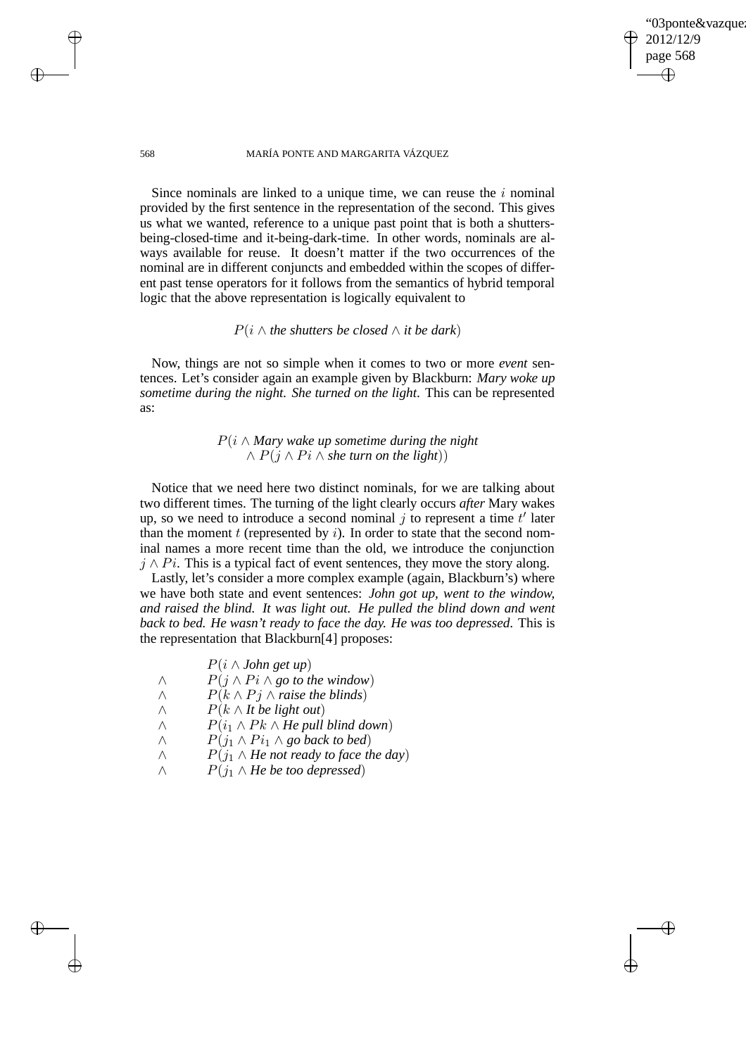Since nominals are linked to a unique time, we can reuse the $i$ nominal provided by the first sentence in the representation of the second. This gives us what we wanted, reference to a unique past point that is both a shutters-being-closed-time and it-being-dark-time. In other words, nominals are always available for reuse. It doesn't matter if the two occurrences of the nominal are in different conjuncts and embedded within the scopes of different past tense operators for it follows from the semantics of hybrid temporal logic that the above representation is logically equivalent to

$$P(i \wedge \textit{the shutters be closed} \wedge \textit{it be dark})$$

Now, things are not so simple when it comes to two or more *event* sentences. Let's consider again an example given by Blackburn: *Mary woke up sometime during the night. She turned on the light*. This can be represented as:

$$P(i \wedge \textit{Mary wake up sometime during the night} \\ \wedge P(j \wedge Pi \wedge \textit{she turn on the light}))$$

Notice that we need here two distinct nominals, for we are talking about two different times. The turning of the light clearly occurs *after* Mary wakes up, so we need to introduce a second nominal $j$ to represent a time $t'$ later than the moment $t$ (represented by $i$). In order to state that the second nominal names a more recent time than the old, we introduce the conjunction $j \wedge Pi$. This is a typical fact of event sentences, they move the story along.

Lastly, let's consider a more complex example (again, Blackburn's) where we have both state and event sentences: *John got up, went to the window, and raised the blind. It was light out. He pulled the blind down and went back to bed. He wasn't ready to face the day. He was too depressed*. This is the representation that Blackburn[4] proposes:

$$
\begin{array}{ll}
 & P(i \wedge \textit{John get up}) \\
\wedge & P(j \wedge Pi \wedge \textit{go to the window}) \\
\wedge & P(k \wedge Pj \wedge \textit{raise the blinds}) \\
\wedge & P(k \wedge \textit{It be light out}) \\
\wedge & P(i_1 \wedge Pk \wedge \textit{He pull blind down}) \\
\wedge & P(j_1 \wedge Pi_1 \wedge \textit{go back to bed}) \\
\wedge & P(j_1 \wedge \textit{He not ready to face the day}) \\
\wedge & P(j_1 \wedge \textit{He be too depressed})
\end{array}
$$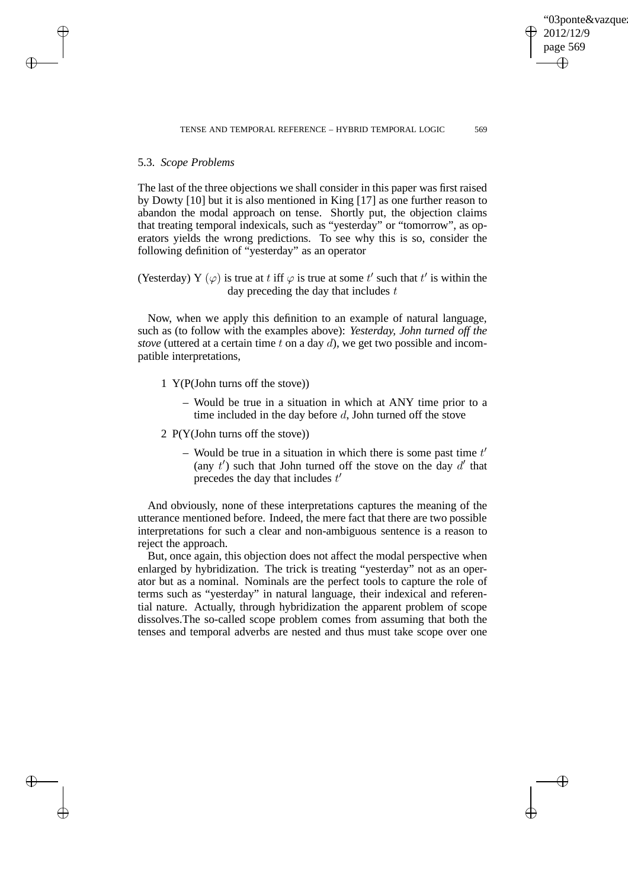### 5.3. *Scope Problems*

The last of the three objections we shall consider in this paper was first raised by Dowty [10] but it is also mentioned in King [17] as one further reason to abandon the modal approach on tense. Shortly put, the objection claims that treating temporal indexicals, such as "yesterday" or "tomorrow", as operators yields the wrong predictions. To see why this is so, consider the following definition of "yesterday" as an operator

(Yesterday) Y $(\varphi)$ is true at $t$ iff $\varphi$ is true at some $t'$ such that $t'$ is within the day preceding the day that includes $t$

Now, when we apply this definition to an example of natural language, such as (to follow with the examples above): *Yesterday, John turned off the stove* (uttered at a certain time $t$ on a day $d$), we get two possible and incompatible interpretations,

1. Y(P(John turns off the stove))
   - Would be true in a situation in which at ANY time prior to a time included in the day before $d$, John turned off the stove
2. P(Y(John turns off the stove))
   - Would be true in a situation in which there is some past time $t'$ (any $t'$) such that John turned off the stove on the day $d'$ that precedes the day that includes $t'$

And obviously, none of these interpretations captures the meaning of the utterance mentioned before. Indeed, the mere fact that there are two possible interpretations for such a clear and non-ambiguous sentence is a reason to reject the approach.

But, once again, this objection does not affect the modal perspective when enlarged by hybridization. The trick is treating "yesterday" not as an operator but as a nominal. Nominals are the perfect tools to capture the role of terms such as "yesterday" in natural language, their indexical and referential nature. Actually, through hybridization the apparent problem of scope dissolves.The so-called scope problem comes from assuming that both the tenses and temporal adverbs are nested and thus must take scope over one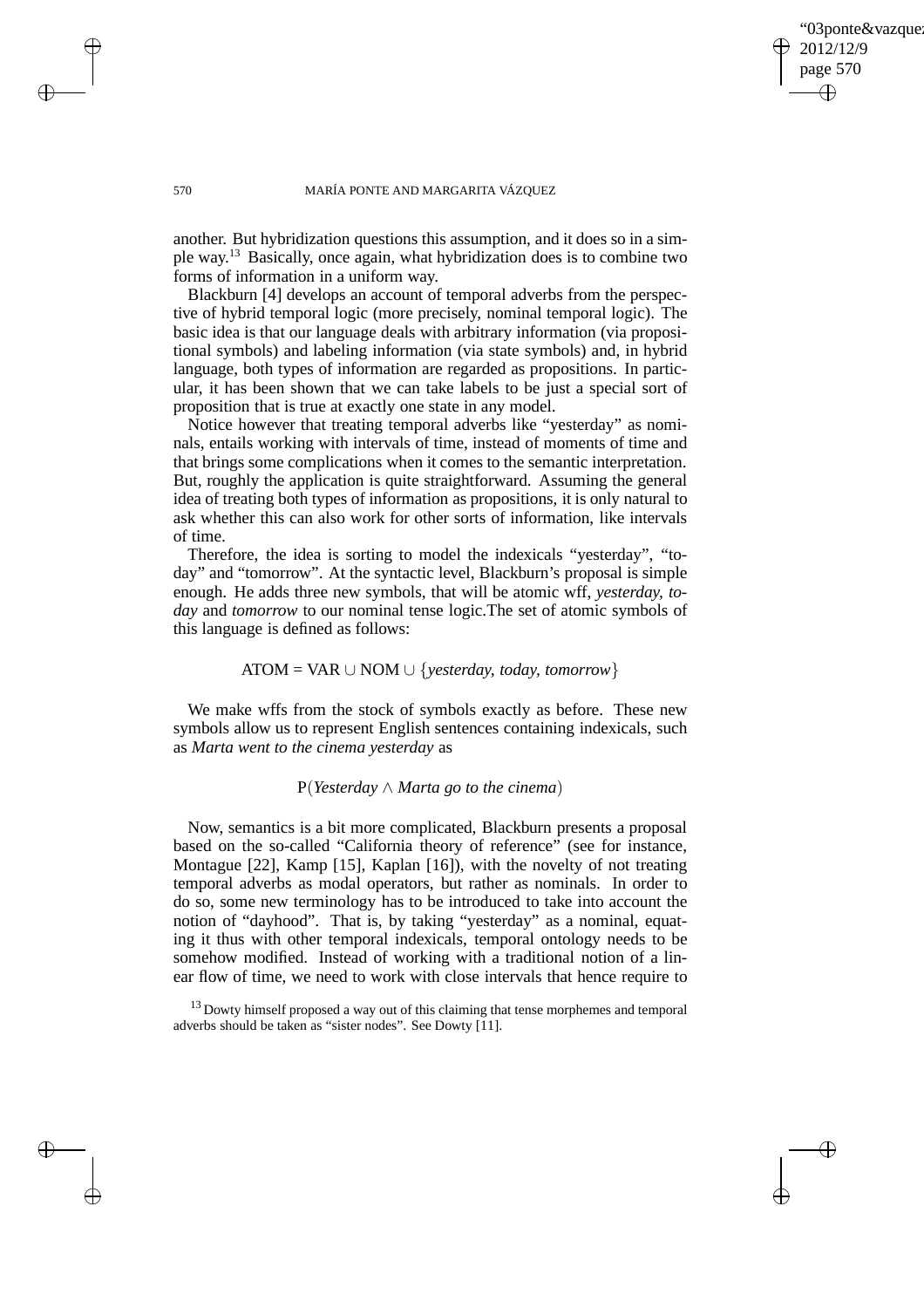another. But hybridization questions this assumption, and it does so in a simple way.[13] Basically, once again, what hybridization does is to combine two forms of information in a uniform way.

Blackburn [4] develops an account of temporal adverbs from the perspective of hybrid temporal logic (more precisely, nominal temporal logic). The basic idea is that our language deals with arbitrary information (via propositional symbols) and labeling information (via state symbols) and, in hybrid language, both types of information are regarded as propositions. In particular, it has been shown that we can take labels to be just a special sort of proposition that is true at exactly one state in any model.

Notice however that treating temporal adverbs like "yesterday" as nominals, entails working with intervals of time, instead of moments of time and that brings some complications when it comes to the semantic interpretation. But, roughly the application is quite straightforward. Assuming the general idea of treating both types of information as propositions, it is only natural to ask whether this can also work for other sorts of information, like intervals of time.

Therefore, the idea is sorting to model the indexicals "yesterday", "today" and "tomorrow". At the syntactic level, Blackburn's proposal is simple enough. He adds three new symbols, that will be atomic wff, *yesterday, today* and *tomorrow* to our nominal tense logic.The set of atomic symbols of this language is defined as follows:

$$\text{ATOM} = \text{VAR} \cup \text{NOM} \cup \{\textit{yesterday, today, tomorrow}\}$$

We make wffs from the stock of symbols exactly as before. These new symbols allow us to represent English sentences containing indexicals, such as *Marta went to the cinema yesterday* as

$$\text{P}(\textit{Yesterday} \wedge \textit{Marta go to the cinema})$$

Now, semantics is a bit more complicated, Blackburn presents a proposal based on the so-called "California theory of reference" (see for instance, Montague [22], Kamp [15], Kaplan [16]), with the novelty of not treating temporal adverbs as modal operators, but rather as nominals. In order to do so, some new terminology has to be introduced to take into account the notion of "dayhood". That is, by taking "yesterday" as a nominal, equating it thus with other temporal indexicals, temporal ontology needs to be somehow modified. Instead of working with a traditional notion of a linear flow of time, we need to work with close intervals that hence require to

[13] Dowty himself proposed a way out of this claiming that tense morphemes and temporal adverbs should be taken as "sister nodes". See Dowty [11].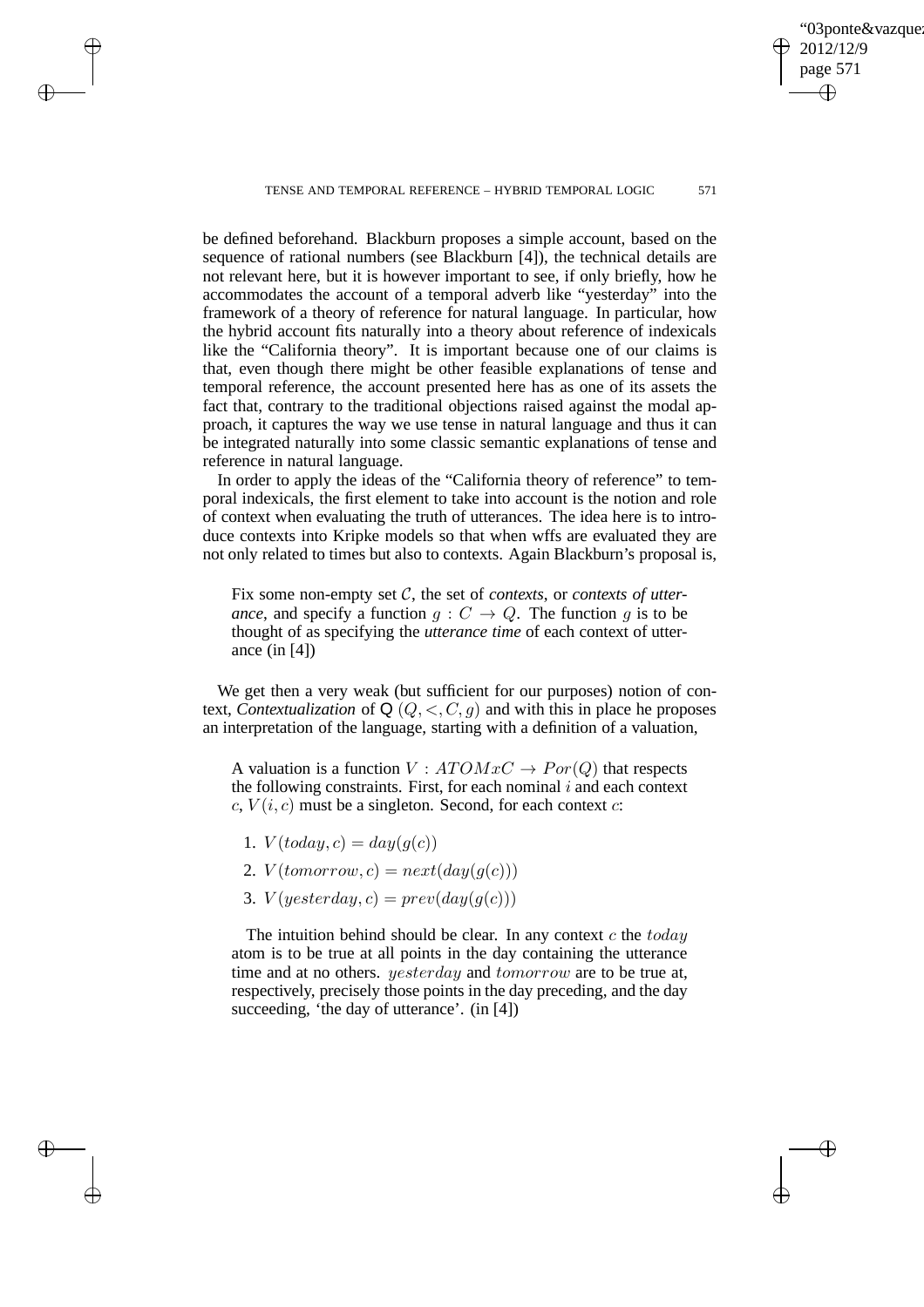be defined beforehand. Blackburn proposes a simple account, based on the sequence of rational numbers (see Blackburn [4]), the technical details are not relevant here, but it is however important to see, if only briefly, how he accommodates the account of a temporal adverb like "yesterday" into the framework of a theory of reference for natural language. In particular, how the hybrid account fits naturally into a theory about reference of indexicals like the "California theory". It is important because one of our claims is that, even though there might be other feasible explanations of tense and temporal reference, the account presented here has as one of its assets the fact that, contrary to the traditional objections raised against the modal approach, it captures the way we use tense in natural language and thus it can be integrated naturally into some classic semantic explanations of tense and reference in natural language.

In order to apply the ideas of the "California theory of reference" to temporal indexicals, the first element to take into account is the notion and role of context when evaluating the truth of utterances. The idea here is to introduce contexts into Kripke models so that when wffs are evaluated they are not only related to times but also to contexts. Again Blackburn's proposal is,

> Fix some non-empty set $\mathcal{C}$, the set of *contexts*, or *contexts of utterance*, and specify a function $g : C \rightarrow Q$. The function $g$ is to be thought of as specifying the *utterance time* of each context of utterance (in [4])

We get then a very weak (but sufficient for our purposes) notion of context, *Contextualization* of $\mathsf{Q}$ $(Q, <, C, g)$ and with this in place he proposes an interpretation of the language, starting with a definition of a valuation,

> A valuation is a function $V : ATOMxC \rightarrow Por(Q)$ that respects the following constraints. First, for each nominal $i$ and each context $c$, $V(i, c)$ must be a singleton. Second, for each context $c$:
>
> 1. $V(today, c) = day(g(c))$
> 2. $V(tomorrow, c) = next(day(g(c)))$
> 3. $V(yesterday, c) = prev(day(g(c)))$
>
> The intuition behind should be clear. In any context $c$ the $today$ atom is to be true at all points in the day containing the utterance time and at no others. $yesterday$ and $tomorrow$ are to be true at, respectively, precisely those points in the day preceding, and the day succeeding, 'the day of utterance'. (in [4])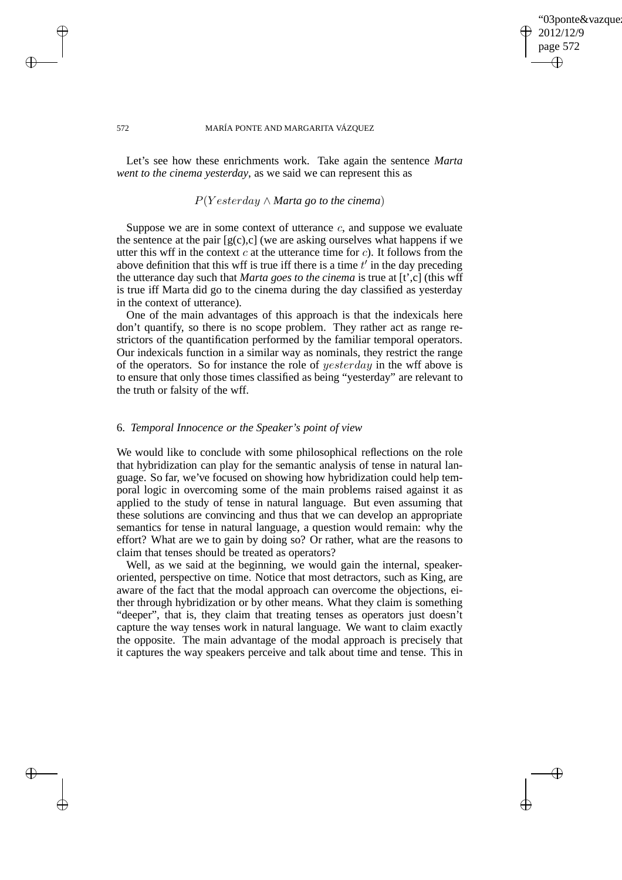Let's see how these enrichments work. Take again the sentence *Marta went to the cinema yesterday*, as we said we can represent this as

$$P(Yesterday \wedge \textit{Marta go to the cinema})$$

Suppose we are in some context of utterance $c$, and suppose we evaluate the sentence at the pair [g(c),c] (we are asking ourselves what happens if we utter this wff in the context $c$ at the utterance time for $c$). It follows from the above definition that this wff is true iff there is a time $t'$ in the day preceding the utterance day such that *Marta goes to the cinema* is true at [t',c] (this wff is true iff Marta did go to the cinema during the day classified as yesterday in the context of utterance).

One of the main advantages of this approach is that the indexicals here don't quantify, so there is no scope problem. They rather act as range restrictors of the quantification performed by the familiar temporal operators. Our indexicals function in a similar way as nominals, they restrict the range of the operators. So for instance the role of $yesterday$ in the wff above is to ensure that only those times classified as being "yesterday" are relevant to the truth or falsity of the wff.

## 6. *Temporal Innocence or the Speaker's point of view*

We would like to conclude with some philosophical reflections on the role that hybridization can play for the semantic analysis of tense in natural language. So far, we've focused on showing how hybridization could help temporal logic in overcoming some of the main problems raised against it as applied to the study of tense in natural language. But even assuming that these solutions are convincing and thus that we can develop an appropriate semantics for tense in natural language, a question would remain: why the effort? What are we to gain by doing so? Or rather, what are the reasons to claim that tenses should be treated as operators?

Well, as we said at the beginning, we would gain the internal, speaker-oriented, perspective on time. Notice that most detractors, such as King, are aware of the fact that the modal approach can overcome the objections, either through hybridization or by other means. What they claim is something "deeper", that is, they claim that treating tenses as operators just doesn't capture the way tenses work in natural language. We want to claim exactly the opposite. The main advantage of the modal approach is precisely that it captures the way speakers perceive and talk about time and tense. This in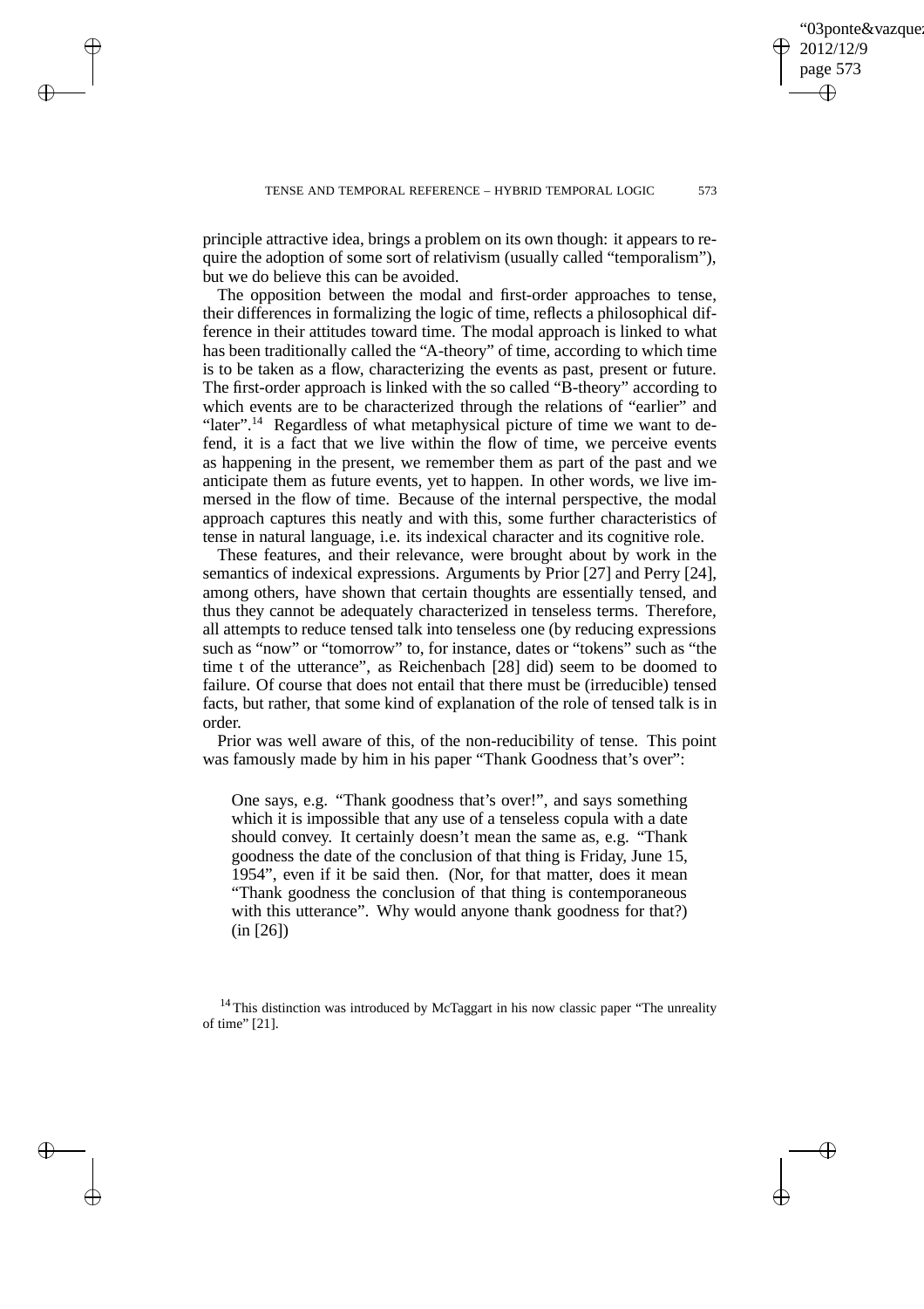principle attractive idea, brings a problem on its own though: it appears to require the adoption of some sort of relativism (usually called "temporalism"), but we do believe this can be avoided.

The opposition between the modal and first-order approaches to tense, their differences in formalizing the logic of time, reflects a philosophical difference in their attitudes toward time. The modal approach is linked to what has been traditionally called the "A-theory" of time, according to which time is to be taken as a flow, characterizing the events as past, present or future. The first-order approach is linked with the so called "B-theory" according to which events are to be characterized through the relations of "earlier" and "later".[14] Regardless of what metaphysical picture of time we want to defend, it is a fact that we live within the flow of time, we perceive events as happening in the present, we remember them as part of the past and we anticipate them as future events, yet to happen. In other words, we live immersed in the flow of time. Because of the internal perspective, the modal approach captures this neatly and with this, some further characteristics of tense in natural language, i.e. its indexical character and its cognitive role.

These features, and their relevance, were brought about by work in the semantics of indexical expressions. Arguments by Prior [27] and Perry [24], among others, have shown that certain thoughts are essentially tensed, and thus they cannot be adequately characterized in tenseless terms. Therefore, all attempts to reduce tensed talk into tenseless one (by reducing expressions such as "now" or "tomorrow" to, for instance, dates or "tokens" such as "the time t of the utterance", as Reichenbach [28] did) seem to be doomed to failure. Of course that does not entail that there must be (irreducible) tensed facts, but rather, that some kind of explanation of the role of tensed talk is in order.

Prior was well aware of this, of the non-reducibility of tense. This point was famously made by him in his paper "Thank Goodness that's over":

> One says, e.g. "Thank goodness that's over!", and says something which it is impossible that any use of a tenseless copula with a date should convey. It certainly doesn't mean the same as, e.g. "Thank goodness the date of the conclusion of that thing is Friday, June 15, 1954", even if it be said then. (Nor, for that matter, does it mean "Thank goodness the conclusion of that thing is contemporaneous with this utterance". Why would anyone thank goodness for that?) (in [26])

[14] This distinction was introduced by McTaggart in his now classic paper "The unreality of time" [21].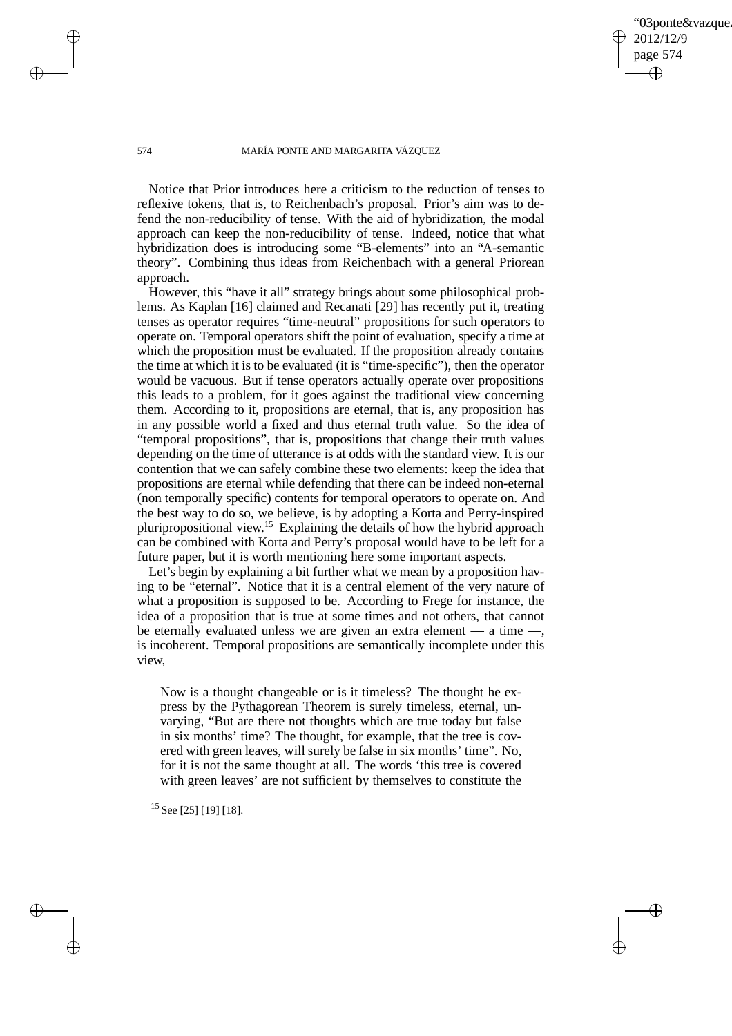Notice that Prior introduces here a criticism to the reduction of tenses to reflexive tokens, that is, to Reichenbach's proposal. Prior's aim was to defend the non-reducibility of tense. With the aid of hybridization, the modal approach can keep the non-reducibility of tense. Indeed, notice that what hybridization does is introducing some "B-elements" into an "A-semantic theory". Combining thus ideas from Reichenbach with a general Priorean approach.

However, this "have it all" strategy brings about some philosophical problems. As Kaplan [16] claimed and Recanati [29] has recently put it, treating tenses as operator requires "time-neutral" propositions for such operators to operate on. Temporal operators shift the point of evaluation, specify a time at which the proposition must be evaluated. If the proposition already contains the time at which it is to be evaluated (it is "time-specific"), then the operator would be vacuous. But if tense operators actually operate over propositions this leads to a problem, for it goes against the traditional view concerning them. According to it, propositions are eternal, that is, any proposition has in any possible world a fixed and thus eternal truth value. So the idea of "temporal propositions", that is, propositions that change their truth values depending on the time of utterance is at odds with the standard view. It is our contention that we can safely combine these two elements: keep the idea that propositions are eternal while defending that there can be indeed non-eternal (non temporally specific) contents for temporal operators to operate on. And the best way to do so, we believe, is by adopting a Korta and Perry-inspired pluripropositional view.[15] Explaining the details of how the hybrid approach can be combined with Korta and Perry's proposal would have to be left for a future paper, but it is worth mentioning here some important aspects.

Let's begin by explaining a bit further what we mean by a proposition having to be "eternal". Notice that it is a central element of the very nature of what a proposition is supposed to be. According to Frege for instance, the idea of a proposition that is true at some times and not others, that cannot be eternally evaluated unless we are given an extra element — a time —, is incoherent. Temporal propositions are semantically incomplete under this view,

> Now is a thought changeable or is it timeless? The thought he express by the Pythagorean Theorem is surely timeless, eternal, unvarying, "But are there not thoughts which are true today but false in six months' time? The thought, for example, that the tree is covered with green leaves, will surely be false in six months' time". No, for it is not the same thought at all. The words 'this tree is covered with green leaves' are not sufficient by themselves to constitute the

[15] See [25] [19] [18].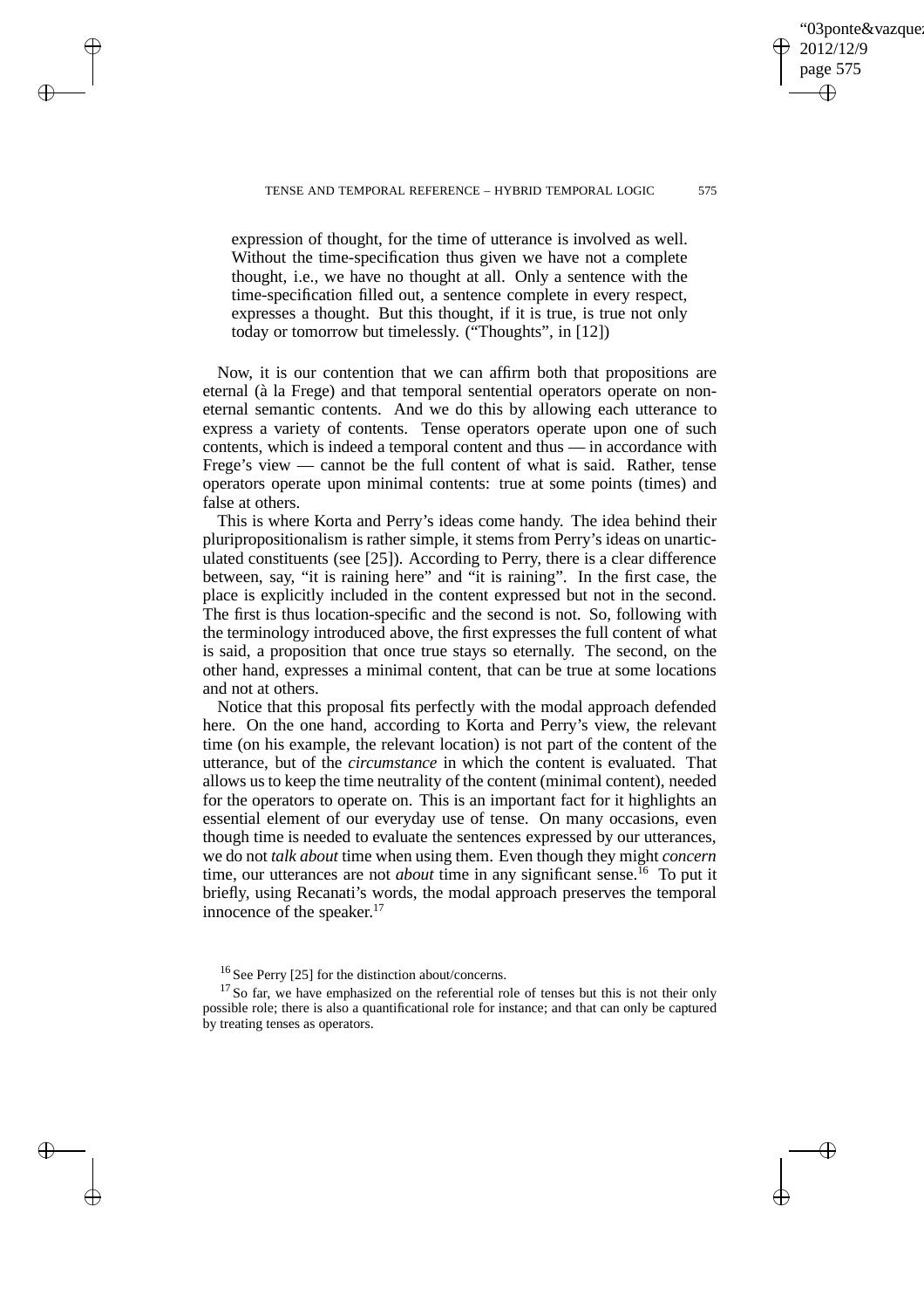expression of thought, for the time of utterance is involved as well. Without the time-specification thus given we have not a complete thought, i.e., we have no thought at all. Only a sentence with the time-specification filled out, a sentence complete in every respect, expresses a thought. But this thought, if it is true, is true not only today or tomorrow but timelessly. ("Thoughts", in [12])

Now, it is our contention that we can affirm both that propositions are eternal (à la Frege) and that temporal sentential operators operate on non-eternal semantic contents. And we do this by allowing each utterance to express a variety of contents. Tense operators operate upon one of such contents, which is indeed a temporal content and thus — in accordance with Frege's view — cannot be the full content of what is said. Rather, tense operators operate upon minimal contents: true at some points (times) and false at others.

This is where Korta and Perry's ideas come handy. The idea behind their pluripropositionalism is rather simple, it stems from Perry's ideas on unarticulated constituents (see [25]). According to Perry, there is a clear difference between, say, "it is raining here" and "it is raining". In the first case, the place is explicitly included in the content expressed but not in the second. The first is thus location-specific and the second is not. So, following with the terminology introduced above, the first expresses the full content of what is said, a proposition that once true stays so eternally. The second, on the other hand, expresses a minimal content, that can be true at some locations and not at others.

Notice that this proposal fits perfectly with the modal approach defended here. On the one hand, according to Korta and Perry's view, the relevant time (on his example, the relevant location) is not part of the content of the utterance, but of the *circumstance* in which the content is evaluated. That allows us to keep the time neutrality of the content (minimal content), needed for the operators to operate on. This is an important fact for it highlights an essential element of our everyday use of tense. On many occasions, even though time is needed to evaluate the sentences expressed by our utterances, we do not *talk about* time when using them. Even though they might *concern* time, our utterances are not *about* time in any significant sense.[16] To put it briefly, using Recanati's words, the modal approach preserves the temporal innocence of the speaker.[17]

[16] See Perry [25] for the distinction about/concerns.

[17] So far, we have emphasized on the referential role of tenses but this is not their only possible role; there is also a quantificational role for instance; and that can only be captured by treating tenses as operators.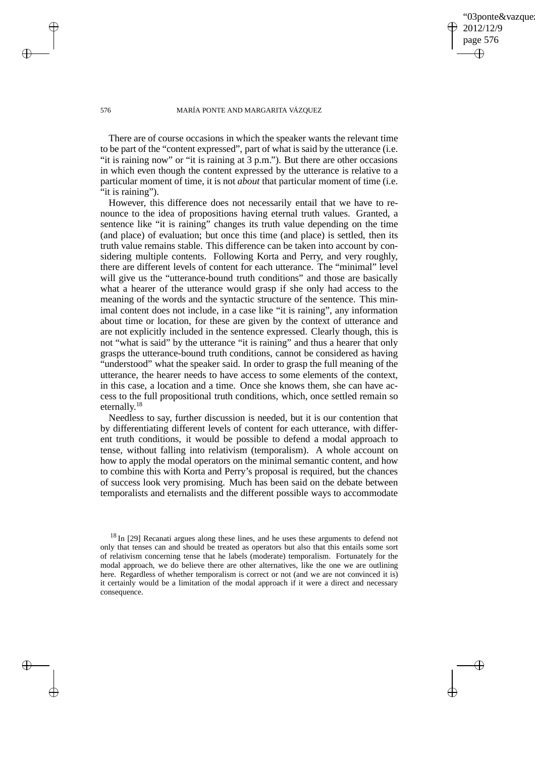There are of course occasions in which the speaker wants the relevant time to be part of the "content expressed", part of what is said by the utterance (i.e. "it is raining now" or "it is raining at 3 p.m."). But there are other occasions in which even though the content expressed by the utterance is relative to a particular moment of time, it is not *about* that particular moment of time (i.e. "it is raining").

However, this difference does not necessarily entail that we have to renounce to the idea of propositions having eternal truth values. Granted, a sentence like "it is raining" changes its truth value depending on the time (and place) of evaluation; but once this time (and place) is settled, then its truth value remains stable. This difference can be taken into account by considering multiple contents. Following Korta and Perry, and very roughly, there are different levels of content for each utterance. The "minimal" level will give us the "utterance-bound truth conditions" and those are basically what a hearer of the utterance would grasp if she only had access to the meaning of the words and the syntactic structure of the sentence. This minimal content does not include, in a case like "it is raining", any information about time or location, for these are given by the context of utterance and are not explicitly included in the sentence expressed. Clearly though, this is not "what is said" by the utterance "it is raining" and thus a hearer that only grasps the utterance-bound truth conditions, cannot be considered as having "understood" what the speaker said. In order to grasp the full meaning of the utterance, the hearer needs to have access to some elements of the context, in this case, a location and a time. Once she knows them, she can have access to the full propositional truth conditions, which, once settled remain so eternally.[18]

Needless to say, further discussion is needed, but it is our contention that by differentiating different levels of content for each utterance, with different truth conditions, it would be possible to defend a modal approach to tense, without falling into relativism (temporalism). A whole account on how to apply the modal operators on the minimal semantic content, and how to combine this with Korta and Perry's proposal is required, but the chances of success look very promising. Much has been said on the debate between temporalists and eternalists and the different possible ways to accommodate

[18] In [29] Recanati argues along these lines, and he uses these arguments to defend not only that tenses can and should be treated as operators but also that this entails some sort of relativism concerning tense that he labels (moderate) temporalism. Fortunately for the modal approach, we do believe there are other alternatives, like the one we are outlining here. Regardless of whether temporalism is correct or not (and we are not convinced it is) it certainly would be a limitation of the modal approach if it were a direct and necessary consequence.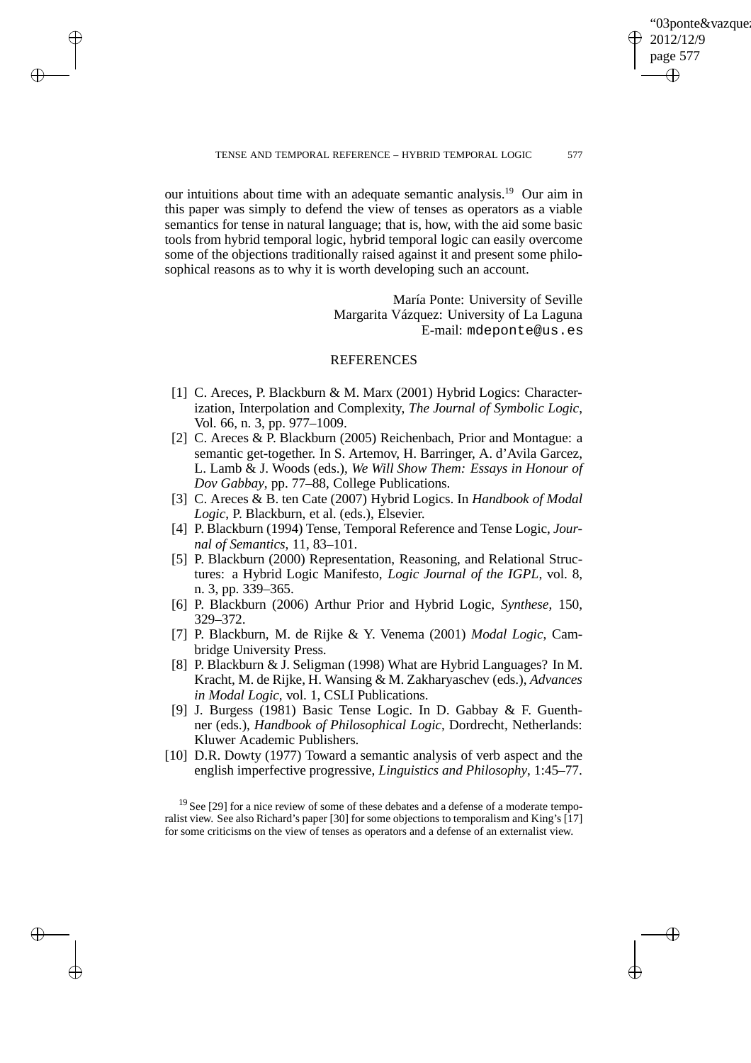our intuitions about time with an adequate semantic analysis.[19] Our aim in this paper was simply to defend the view of tenses as operators as a viable semantics for tense in natural language; that is, how, with the aid some basic tools from hybrid temporal logic, hybrid temporal logic can easily overcome some of the objections traditionally raised against it and present some philosophical reasons as to why it is worth developing such an account.

María Ponte: University of Seville
Margarita Vázquez: University of La Laguna
E-mail: `mdeponte@us.es`

## REFERENCES

[1] C. Areces, P. Blackburn & M. Marx (2001) Hybrid Logics: Characterization, Interpolation and Complexity, *The Journal of Symbolic Logic*, Vol. 66, n. 3, pp. 977–1009.

[2] C. Areces & P. Blackburn (2005) Reichenbach, Prior and Montague: a semantic get-together. In S. Artemov, H. Barringer, A. d'Avila Garcez, L. Lamb & J. Woods (eds.), *We Will Show Them: Essays in Honour of Dov Gabbay*, pp. 77–88, College Publications.

[3] C. Areces & B. ten Cate (2007) Hybrid Logics. In *Handbook of Modal Logic*, P. Blackburn, et al. (eds.), Elsevier.

[4] P. Blackburn (1994) Tense, Temporal Reference and Tense Logic, *Journal of Semantics*, 11, 83–101.

[5] P. Blackburn (2000) Representation, Reasoning, and Relational Structures: a Hybrid Logic Manifesto, *Logic Journal of the IGPL*, vol. 8, n. 3, pp. 339–365.

[6] P. Blackburn (2006) Arthur Prior and Hybrid Logic, *Synthese*, 150, 329–372.

[7] P. Blackburn, M. de Rijke & Y. Venema (2001) *Modal Logic*, Cambridge University Press.

[8] P. Blackburn & J. Seligman (1998) What are Hybrid Languages? In M. Kracht, M. de Rijke, H. Wansing & M. Zakharyaschev (eds.), *Advances in Modal Logic*, vol. 1, CSLI Publications.

[9] J. Burgess (1981) Basic Tense Logic. In D. Gabbay & F. Guenthner (eds.), *Handbook of Philosophical Logic*, Dordrecht, Netherlands: Kluwer Academic Publishers.

[10] D.R. Dowty (1977) Toward a semantic analysis of verb aspect and the english imperfective progressive, *Linguistics and Philosophy*, 1:45–77.

[19] See [29] for a nice review of some of these debates and a defense of a moderate temporalist view. See also Richard's paper [30] for some objections to temporalism and King's [17] for some criticisms on the view of tenses as operators and a defense of an externalist view.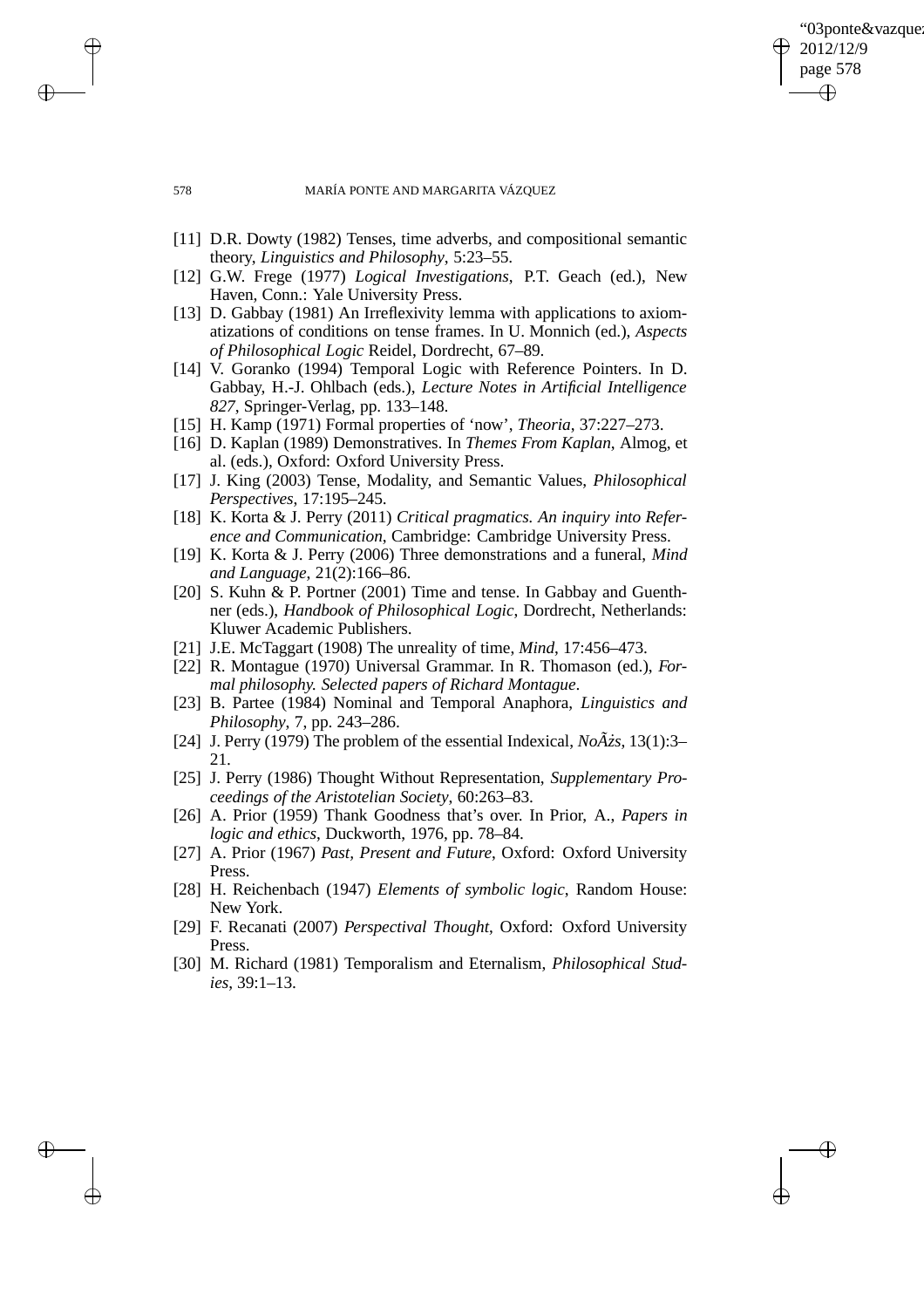[11] D.R. Dowty (1982) Tenses, time adverbs, and compositional semantic theory, *Linguistics and Philosophy*, 5:23–55.

[12] G.W. Frege (1977) *Logical Investigations*, P.T. Geach (ed.), New Haven, Conn.: Yale University Press.

[13] D. Gabbay (1981) An Irreflexivity lemma with applications to axiomatizations of conditions on tense frames. In U. Monnich (ed.), *Aspects of Philosophical Logic* Reidel, Dordrecht, 67–89.

[14] V. Goranko (1994) Temporal Logic with Reference Pointers. In D. Gabbay, H.-J. Ohlbach (eds.), *Lecture Notes in Artificial Intelligence 827*, Springer-Verlag, pp. 133–148.

[15] H. Kamp (1971) Formal properties of 'now', *Theoria*, 37:227–273.

[16] D. Kaplan (1989) Demonstratives. In *Themes From Kaplan*, Almog, et al. (eds.), Oxford: Oxford University Press.

[17] J. King (2003) Tense, Modality, and Semantic Values, *Philosophical Perspectives*, 17:195–245.

[18] K. Korta & J. Perry (2011) *Critical pragmatics. An inquiry into Reference and Communication*, Cambridge: Cambridge University Press.

[19] K. Korta & J. Perry (2006) Three demonstrations and a funeral, *Mind and Language*, 21(2):166–86.

[20] S. Kuhn & P. Portner (2001) Time and tense. In Gabbay and Guenthner (eds.), *Handbook of Philosophical Logic*, Dordrecht, Netherlands: Kluwer Academic Publishers.

[21] J.E. McTaggart (1908) The unreality of time, *Mind*, 17:456–473.

[22] R. Montague (1970) Universal Grammar. In R. Thomason (ed.), *Formal philosophy. Selected papers of Richard Montague*.

[23] B. Partee (1984) Nominal and Temporal Anaphora, *Linguistics and Philosophy*, 7, pp. 243–286.

[24] J. Perry (1979) The problem of the essential Indexical, *NoÃżs*, 13(1):3–21.

[25] J. Perry (1986) Thought Without Representation, *Supplementary Proceedings of the Aristotelian Society*, 60:263–83.

[26] A. Prior (1959) Thank Goodness that's over. In Prior, A., *Papers in logic and ethics*, Duckworth, 1976, pp. 78–84.

[27] A. Prior (1967) *Past, Present and Future*, Oxford: Oxford University Press.

[28] H. Reichenbach (1947) *Elements of symbolic logic*, Random House: New York.

[29] F. Recanati (2007) *Perspectival Thought*, Oxford: Oxford University Press.

[30] M. Richard (1981) Temporalism and Eternalism, *Philosophical Studies*, 39:1–13.